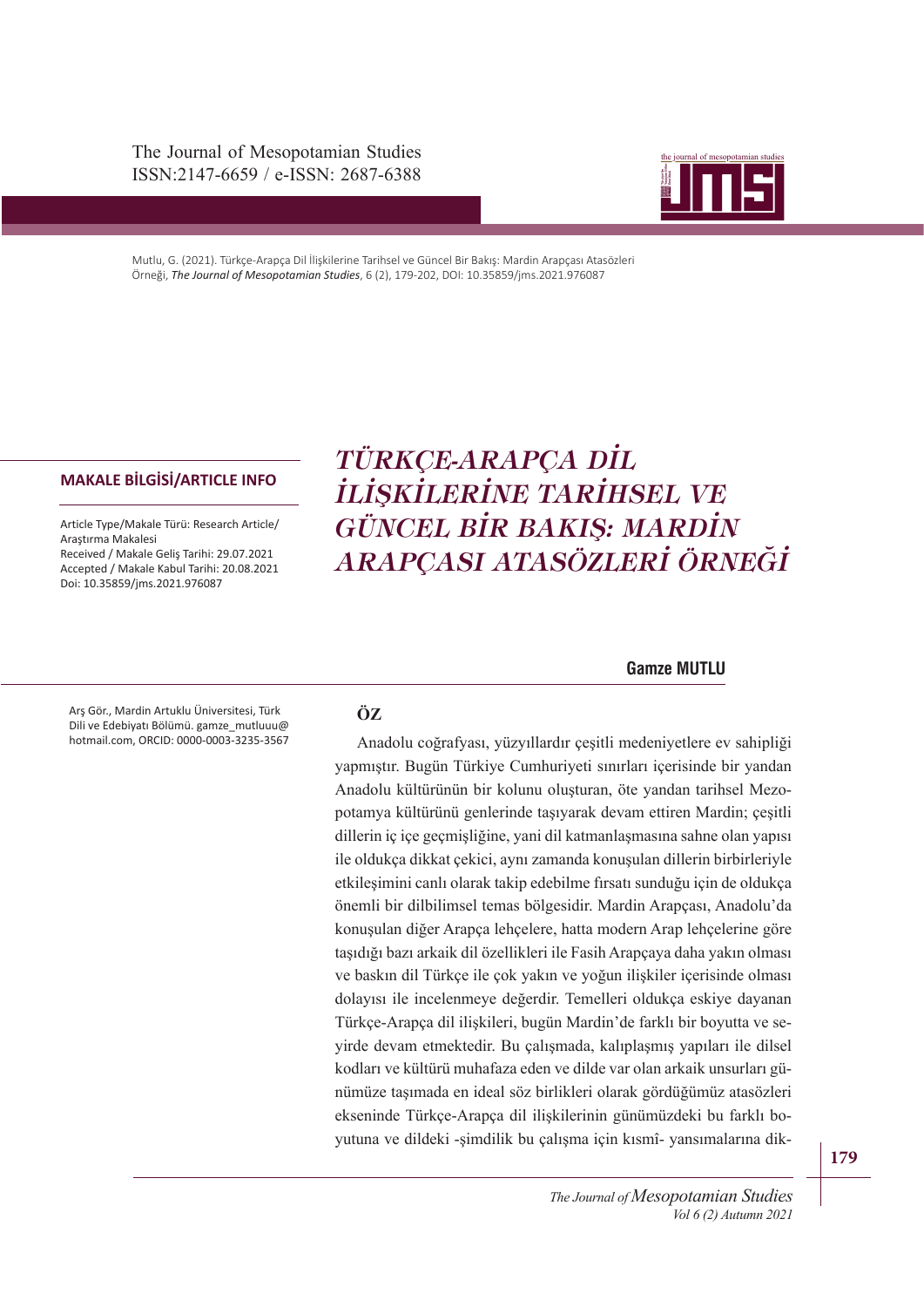Mutlu, G. (2021). Türkçe-Arapça Dil İlişkilerine Tarihsel ve Güncel Bir Bakış: Mardin Arapçası Atasözleri Örneği, *The Journal of Mesopotamian Studies*, 6 (2), 179-202, DOI: 10.35859/jms.2021.976087

**MAKALE BİLGİSİ/ARTICLE INFO**

Article Type/Makale Türü: Research Article/ Araştırma Makalesi
Received / Makale Geliş Tarihi: 29.07.2021
Accepted / Makale Kabul Tarihi: 20.08.2021
Doi: 10.35859/jms.2021.976087

# *TÜRKÇE-ARAPÇA DİL İLİŞKİLERİNE TARİHSEL VE GÜNCEL BİR BAKIŞ: MARDİN ARAPÇASI ATASÖZLERİ ÖRNEĞİ*

**Gamze MUTLU**

Arş Gör., Mardin Artuklu Üniversitesi, Türk Dili ve Edebiyatı Bölümü. gamze_mutluuu@hotmail.com, ORCID: 0000-0003-3235-3567

## ÖZ

Anadolu coğrafyası, yüzyıllardır çeşitli medeniyetlere ev sahipliği yapmıştır. Bugün Türkiye Cumhuriyeti sınırları içerisinde bir yandan Anadolu kültürünün bir kolunu oluşturan, öte yandan tarihsel Mezopotamya kültürünü genlerinde taşıyarak devam ettiren Mardin; çeşitli dillerin iç içe geçmişliğine, yani dil katmanlaşmasına sahne olan yapısı ile oldukça dikkat çekici, aynı zamanda konuşulan dillerin birbirleriyle etkileşimini canlı olarak takip edebilme fırsatı sunduğu için de oldukça önemli bir dilbilimsel temas bölgesidir. Mardin Arapçası, Anadolu'da konuşulan diğer Arapça lehçelere, hatta modern Arap lehçelerine göre taşıdığı bazı arkaik dil özellikleri ile Fasih Arapçaya daha yakın olması ve baskın dil Türkçe ile çok yakın ve yoğun ilişkiler içerisinde olması dolayısı ile incelenmeye değerdir. Temelleri oldukça eskiye dayanan Türkçe-Arapça dil ilişkileri, bugün Mardin'de farklı bir boyutta ve seyirde devam etmektedir. Bu çalışmada, kalıplaşmış yapıları ile dilsel kodları ve kültürü muhafaza eden ve dilde var olan arkaik unsurları günümüze taşımada en ideal söz birlikleri olarak gördüğümüz atasözleri ekseninde Türkçe-Arapça dil ilişkilerinin günümüzdeki bu farklı boyutuna ve dildeki -şimdilik bu çalışma için kısmî- yansımalarına dik-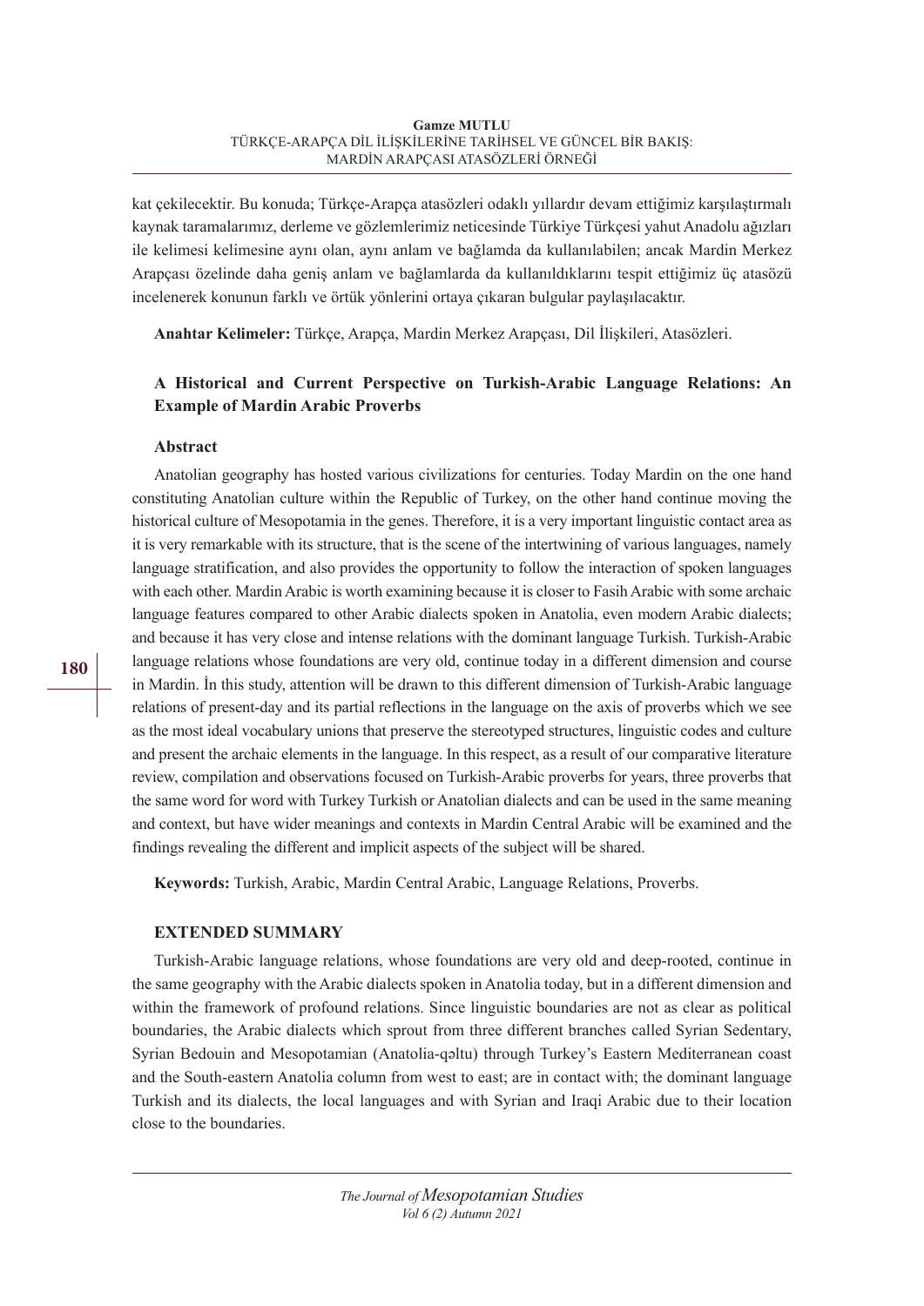kat çekilecektir. Bu konuda; Türkçe-Arapça atasözleri odaklı yıllardır devam ettiğimiz karşılaştırmalı kaynak taramalarımız, derleme ve gözlemlerimiz neticesinde Türkiye Türkçesi yahut Anadolu ağızları ile kelimesi kelimesine aynı olan, aynı anlam ve bağlamda da kullanılabilen; ancak Mardin Merkez Arapçası özelinde daha geniş anlam ve bağlamlarda da kullanıldıklarını tespit ettiğimiz üç atasözü incelenerek konunun farklı ve örtük yönlerini ortaya çıkaran bulgular paylaşılacaktır.

**Anahtar Kelimeler:** Türkçe, Arapça, Mardin Merkez Arapçası, Dil İlişkileri, Atasözleri.

## A Historical and Current Perspective on Turkish-Arabic Language Relations: An Example of Mardin Arabic Proverbs

### Abstract

Anatolian geography has hosted various civilizations for centuries. Today Mardin on the one hand constituting Anatolian culture within the Republic of Turkey, on the other hand continue moving the historical culture of Mesopotamia in the genes. Therefore, it is a very important linguistic contact area as it is very remarkable with its structure, that is the scene of the intertwining of various languages, namely language stratification, and also provides the opportunity to follow the interaction of spoken languages with each other. Mardin Arabic is worth examining because it is closer to Fasih Arabic with some archaic language features compared to other Arabic dialects spoken in Anatolia, even modern Arabic dialects; and because it has very close and intense relations with the dominant language Turkish. Turkish-Arabic language relations whose foundations are very old, continue today in a different dimension and course in Mardin. In this study, attention will be drawn to this different dimension of Turkish-Arabic language relations of present-day and its partial reflections in the language on the axis of proverbs which we see as the most ideal vocabulary unions that preserve the stereotyped structures, linguistic codes and culture and present the archaic elements in the language. In this respect, as a result of our comparative literature review, compilation and observations focused on Turkish-Arabic proverbs for years, three proverbs that the same word for word with Turkey Turkish or Anatolian dialects and can be used in the same meaning and context, but have wider meanings and contexts in Mardin Central Arabic will be examined and the findings revealing the different and implicit aspects of the subject will be shared.

**Keywords:** Turkish, Arabic, Mardin Central Arabic, Language Relations, Proverbs.

### EXTENDED SUMMARY

Turkish-Arabic language relations, whose foundations are very old and deep-rooted, continue in the same geography with the Arabic dialects spoken in Anatolia today, but in a different dimension and within the framework of profound relations. Since linguistic boundaries are not as clear as political boundaries, the Arabic dialects which sprout from three different branches called Syrian Sedentary, Syrian Bedouin and Mesopotamian (Anatolia-qəltu) through Turkey's Eastern Mediterranean coast and the South-eastern Anatolia column from west to east; are in contact with; the dominant language Turkish and its dialects, the local languages and with Syrian and Iraqi Arabic due to their location close to the boundaries.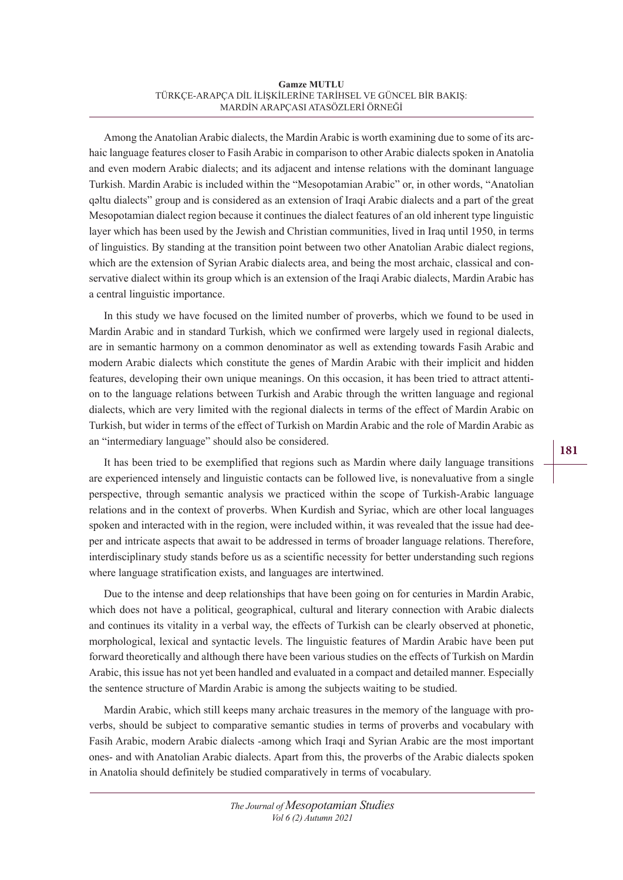Among the Anatolian Arabic dialects, the Mardin Arabic is worth examining due to some of its archaic language features closer to Fasih Arabic in comparison to other Arabic dialects spoken in Anatolia and even modern Arabic dialects; and its adjacent and intense relations with the dominant language Turkish. Mardin Arabic is included within the "Mesopotamian Arabic" or, in other words, "Anatolian qəltu dialects" group and is considered as an extension of Iraqi Arabic dialects and a part of the great Mesopotamian dialect region because it continues the dialect features of an old inherent type linguistic layer which has been used by the Jewish and Christian communities, lived in Iraq until 1950, in terms of linguistics. By standing at the transition point between two other Anatolian Arabic dialect regions, which are the extension of Syrian Arabic dialects area, and being the most archaic, classical and conservative dialect within its group which is an extension of the Iraqi Arabic dialects, Mardin Arabic has a central linguistic importance.

In this study we have focused on the limited number of proverbs, which we found to be used in Mardin Arabic and in standard Turkish, which we confirmed were largely used in regional dialects, are in semantic harmony on a common denominator as well as extending towards Fasih Arabic and modern Arabic dialects which constitute the genes of Mardin Arabic with their implicit and hidden features, developing their own unique meanings. On this occasion, it has been tried to attract attention to the language relations between Turkish and Arabic through the written language and regional dialects, which are very limited with the regional dialects in terms of the effect of Mardin Arabic on Turkish, but wider in terms of the effect of Turkish on Mardin Arabic and the role of Mardin Arabic as an "intermediary language" should also be considered.

It has been tried to be exemplified that regions such as Mardin where daily language transitions are experienced intensely and linguistic contacts can be followed live, is nonevaluative from a single perspective, through semantic analysis we practiced within the scope of Turkish-Arabic language relations and in the context of proverbs. When Kurdish and Syriac, which are other local languages spoken and interacted with in the region, were included within, it was revealed that the issue had deeper and intricate aspects that await to be addressed in terms of broader language relations. Therefore, interdisciplinary study stands before us as a scientific necessity for better understanding such regions where language stratification exists, and languages are intertwined.

Due to the intense and deep relationships that have been going on for centuries in Mardin Arabic, which does not have a political, geographical, cultural and literary connection with Arabic dialects and continues its vitality in a verbal way, the effects of Turkish can be clearly observed at phonetic, morphological, lexical and syntactic levels. The linguistic features of Mardin Arabic have been put forward theoretically and although there have been various studies on the effects of Turkish on Mardin Arabic, this issue has not yet been handled and evaluated in a compact and detailed manner. Especially the sentence structure of Mardin Arabic is among the subjects waiting to be studied.

Mardin Arabic, which still keeps many archaic treasures in the memory of the language with proverbs, should be subject to comparative semantic studies in terms of proverbs and vocabulary with Fasih Arabic, modern Arabic dialects -among which Iraqi and Syrian Arabic are the most important ones- and with Anatolian Arabic dialects. Apart from this, the proverbs of the Arabic dialects spoken in Anatolia should definitely be studied comparatively in terms of vocabulary.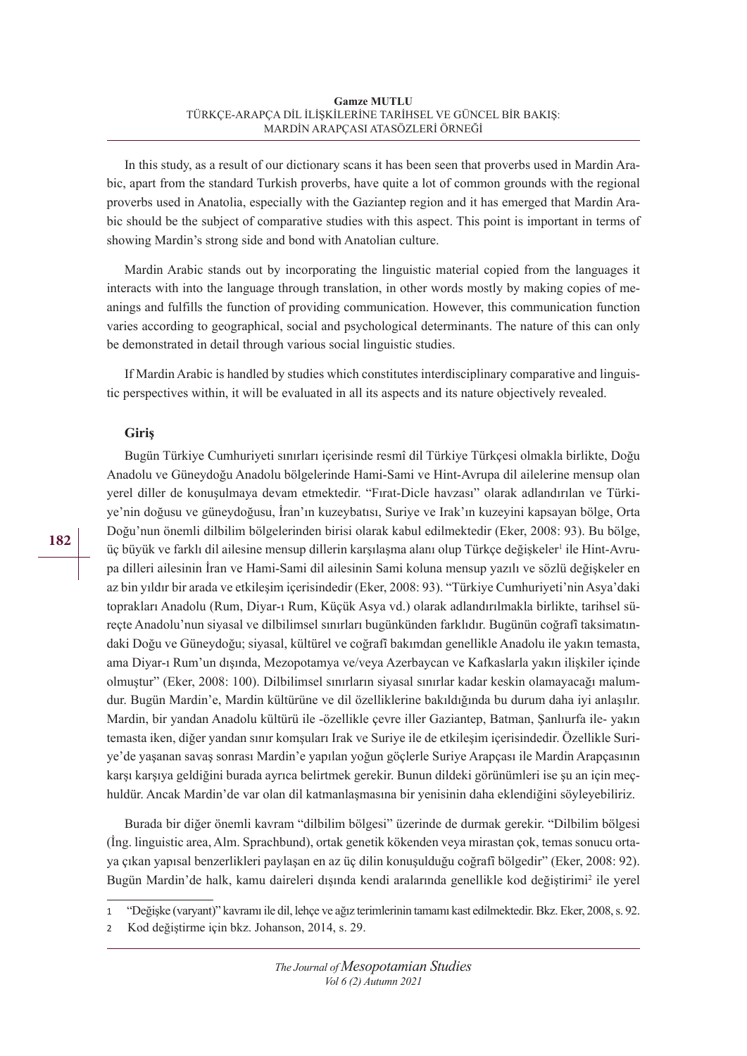In this study, as a result of our dictionary scans it has been seen that proverbs used in Mardin Arabic, apart from the standard Turkish proverbs, have quite a lot of common grounds with the regional proverbs used in Anatolia, especially with the Gaziantep region and it has emerged that Mardin Arabic should be the subject of comparative studies with this aspect. This point is important in terms of showing Mardin's strong side and bond with Anatolian culture.

Mardin Arabic stands out by incorporating the linguistic material copied from the languages it interacts with into the language through translation, in other words mostly by making copies of meanings and fulfills the function of providing communication. However, this communication function varies according to geographical, social and psychological determinants. The nature of this can only be demonstrated in detail through various social linguistic studies.

If Mardin Arabic is handled by studies which constitutes interdisciplinary comparative and linguistic perspectives within, it will be evaluated in all its aspects and its nature objectively revealed.

## Giriş

Bugün Türkiye Cumhuriyeti sınırları içerisinde resmî dil Türkiye Türkçesi olmakla birlikte, Doğu Anadolu ve Güneydoğu Anadolu bölgelerinde Hami-Sami ve Hint-Avrupa dil ailelerine mensup olan yerel diller de konuşulmaya devam etmektedir. "Fırat-Dicle havzası" olarak adlandırılan ve Türkiye'nin doğusu ve güneydoğusu, İran'ın kuzeybatısı, Suriye ve Irak'ın kuzeyini kapsayan bölge, Orta Doğu'nun önemli dilbilim bölgelerinden birisi olarak kabul edilmektedir (Eker, 2008: 93). Bu bölge, üç büyük ve farklı dil ailesine mensup dillerin karşılaşma alanı olup Türkçe değişkeler[1] ile Hint-Avrupa dilleri ailesinin İran ve Hami-Sami dil ailesinin Sami koluna mensup yazılı ve sözlü değişkeler en az bin yıldır bir arada ve etkileşim içerisindedir (Eker, 2008: 93). "Türkiye Cumhuriyeti'nin Asya'daki toprakları Anadolu (Rum, Diyar-ı Rum, Küçük Asya vd.) olarak adlandırılmakla birlikte, tarihsel süreçte Anadolu'nun siyasal ve dilbilimsel sınırları bugünkünden farklıdır. Bugünün coğrafi taksimatındaki Doğu ve Güneydoğu; siyasal, kültürel ve coğrafi bakımdan genellikle Anadolu ile yakın temasta, ama Diyar-ı Rum'un dışında, Mezopotamya ve/veya Azerbaycan ve Kafkaslarla yakın ilişkiler içinde olmuştur" (Eker, 2008: 100). Dilbilimsel sınırların siyasal sınırlar kadar keskin olamayacağı malumdur. Bugün Mardin'e, Mardin kültürüne ve dil özelliklerine bakıldığında bu durum daha iyi anlaşılır. Mardin, bir yandan Anadolu kültürü ile -özellikle çevre iller Gaziantep, Batman, Şanlıurfa ile- yakın temasta iken, diğer yandan sınır komşuları Irak ve Suriye ile de etkileşim içerisindedir. Özellikle Suriye'de yaşanan savaş sonrası Mardin'e yapılan yoğun göçlerle Suriye Arapçası ile Mardin Arapçasının karşı karşıya geldiğini burada ayrıca belirtmek gerekir. Bunun dildeki görünümleri ise şu an için meçhuldür. Ancak Mardin'de var olan dil katmanlaşmasına bir yenisinin daha eklendiğini söyleyebiliriz.

Burada bir diğer önemli kavram "dilbilim bölgesi" üzerinde de durmak gerekir. "Dilbilim bölgesi (İng. linguistic area, Alm. Sprachbund), ortak genetik kökenden veya mirastan çok, temas sonucu ortaya çıkan yapısal benzerlikleri paylaşan en az üç dilin konuşulduğu coğrafi bölgedir" (Eker, 2008: 92). Bugün Mardin'de halk, kamu daireleri dışında kendi aralarında genellikle kod değiştirimi[2] ile yerel

---

[1] "Değişke (varyant)" kavramı ile dil, lehçe ve ağız terimlerinin tamamı kast edilmektedir. Bkz. Eker, 2008, s. 92.

[2] Kod değiştirme için bkz. Johanson, 2014, s. 29.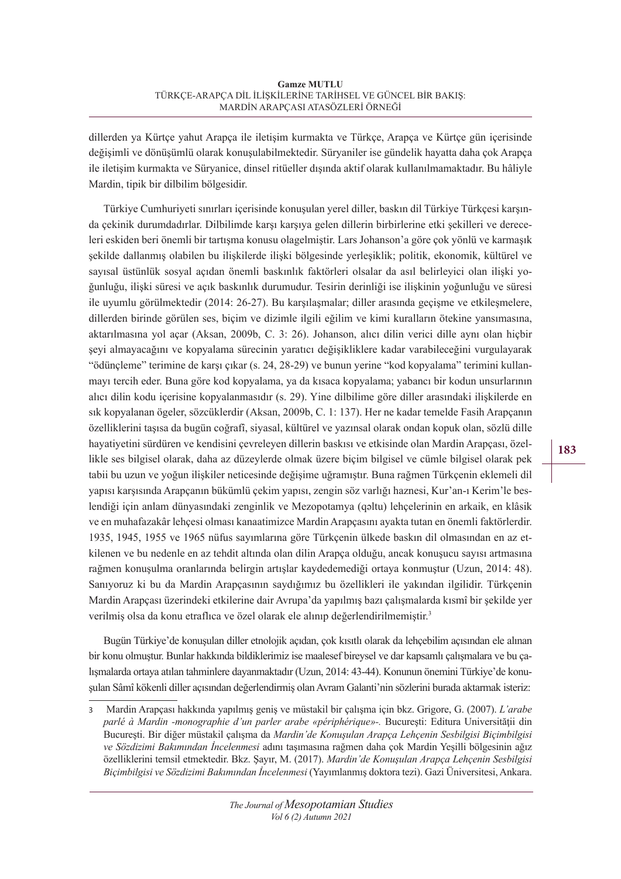dillerden ya Kürtçe yahut Arapça ile iletişim kurmakta ve Türkçe, Arapça ve Kürtçe gün içerisinde değişimli ve dönüşümlü olarak konuşulabilmektedir. Süryaniler ise gündelik hayatta daha çok Arapça ile iletişim kurmakta ve Süryanice, dinsel ritüeller dışında aktif olarak kullanılmamaktadır. Bu hâliyle Mardin, tipik bir dilbilim bölgesidir.

Türkiye Cumhuriyeti sınırları içerisinde konuşulan yerel diller, baskın dil Türkiye Türkçesi karşında çekinik durumdadırlar. Dilbilimde karşı karşıya gelen dillerin birbirlerine etki şekilleri ve dereceleri eskiden beri önemli bir tartışma konusu olagelmiştir. Lars Johanson'a göre çok yönlü ve karmaşık şekilde dallanmış olabilen bu ilişkilerde ilişki bölgesinde yerleşiklik; politik, ekonomik, kültürel ve sayısal üstünlük sosyal açıdan önemli baskınlık faktörleri olsalar da asıl belirleyici olan ilişki yoğunluğu, ilişki süresi ve açık baskınlık durumudur. Tesirin derinliği ise ilişkinin yoğunluğu ve süresi ile uyumlu görülmektedir (2014: 26-27). Bu karşılaşmalar; diller arasında geçişme ve etkileşmelere, dillerden birinde görülen ses, biçim ve dizimle ilgili eğilim ve kimi kuralların ötekine yansımasına, aktarılmasına yol açar (Aksan, 2009b, C. 3: 26). Johanson, alıcı dilin verici dille aynı olan hiçbir şeyi almayacağını ve kopyalama sürecinin yaratıcı değişikliklere kadar varabileceğini vurgulayarak "ödünçleme" terimine de karşı çıkar (s. 24, 28-29) ve bunun yerine "kod kopyalama" terimini kullanmayı tercih eder. Buna göre kod kopyalama, ya da kısaca kopyalama; yabancı bir kodun unsurlarının alıcı dilin kodu içerisine kopyalanmasıdır (s. 29). Yine dilbilime göre diller arasındaki ilişkilerde en sık kopyalanan ögeler, sözcüklerdir (Aksan, 2009b, C. 1: 137). Her ne kadar temelde Fasih Arapçanın özelliklerini taşısa da bugün coğrafî, siyasal, kültürel ve yazınsal olarak ondan kopuk olan, sözlü dille hayatiyetini sürdüren ve kendisini çevreleyen dillerin baskısı ve etkisinde olan Mardin Arapçası, özellikle ses bilgisel olarak, daha az düzeylerde olmak üzere biçim bilgisel ve cümle bilgisel olarak pek tabii bu uzun ve yoğun ilişkiler neticesinde değişime uğramıştır. Buna rağmen Türkçenin eklemeli dil yapısı karşısında Arapçanın bükümlü çekim yapısı, zengin söz varlığı haznesi, Kur'an-ı Kerim'le beslendiği için anlam dünyasındaki zenginlik ve Mezopotamya (qəltu) lehçelerinin en arkaik, en klâsik ve en muhafazakâr lehçesi olması kanaatimizce Mardin Arapçasını ayakta tutan en önemli faktörlerdir. 1935, 1945, 1955 ve 1965 nüfus sayımlarına göre Türkçenin ülkede baskın dil olmasından en az etkilenen ve bu nedenle en az tehdit altında olan dilin Arapça olduğu, ancak konuşucu sayısı artmasına rağmen konuşulma oranlarında belirgin artışlar kaydedemediği ortaya konmuştur (Uzun, 2014: 48). Sanıyoruz ki bu da Mardin Arapçasının saydığımız bu özellikleri ile yakından ilgilidir. Türkçenin Mardin Arapçası üzerindeki etkilerine dair Avrupa'da yapılmış bazı çalışmalarda kısmî bir şekilde yer verilmiş olsa da konu etraflıca ve özel olarak ele alınıp değerlendirilmemiştir.[3]

Bugün Türkiye'de konuşulan diller etnolojik açıdan, çok kısıtlı olarak da lehçebilim açısından ele alınan bir konu olmuştur. Bunlar hakkında bildiklerimiz ise maalesef bireysel ve dar kapsamlı çalışmalara ve bu çalışmalarda ortaya atılan tahminlere dayanmaktadır (Uzun, 2014: 43-44). Konunun önemini Türkiye'de konuşulan Sâmî kökenli diller açısından değerlendirmiş olan Avram Galanti'nin sözlerini burada aktarmak isteriz:

---

3 Mardin Arapçası hakkında yapılmış geniş ve müstakil bir çalışma için bkz. Grigore, G. (2007). *L'arabe parlé à Mardin -monographie d'un parler arabe «périphérique»-.* Bucureşti: Editura Universităţii din Bucureşti. Bir diğer müstakil çalışma da *Mardin'de Konuşulan Arapça Lehçenin Sesbilgisi Biçimbilgisi ve Sözdizimi Bakımından İncelenmesi* adını taşımasına rağmen daha çok Mardin Yeşilli bölgesinin ağız özelliklerini temsil etmektedir. Bkz. Şayır, M. (2017). *Mardin'de Konuşulan Arapça Lehçenin Sesbilgisi Biçimbilgisi ve Sözdizimi Bakımından İncelenmesi* (Yayımlanmış doktora tezi). Gazi Üniversitesi, Ankara.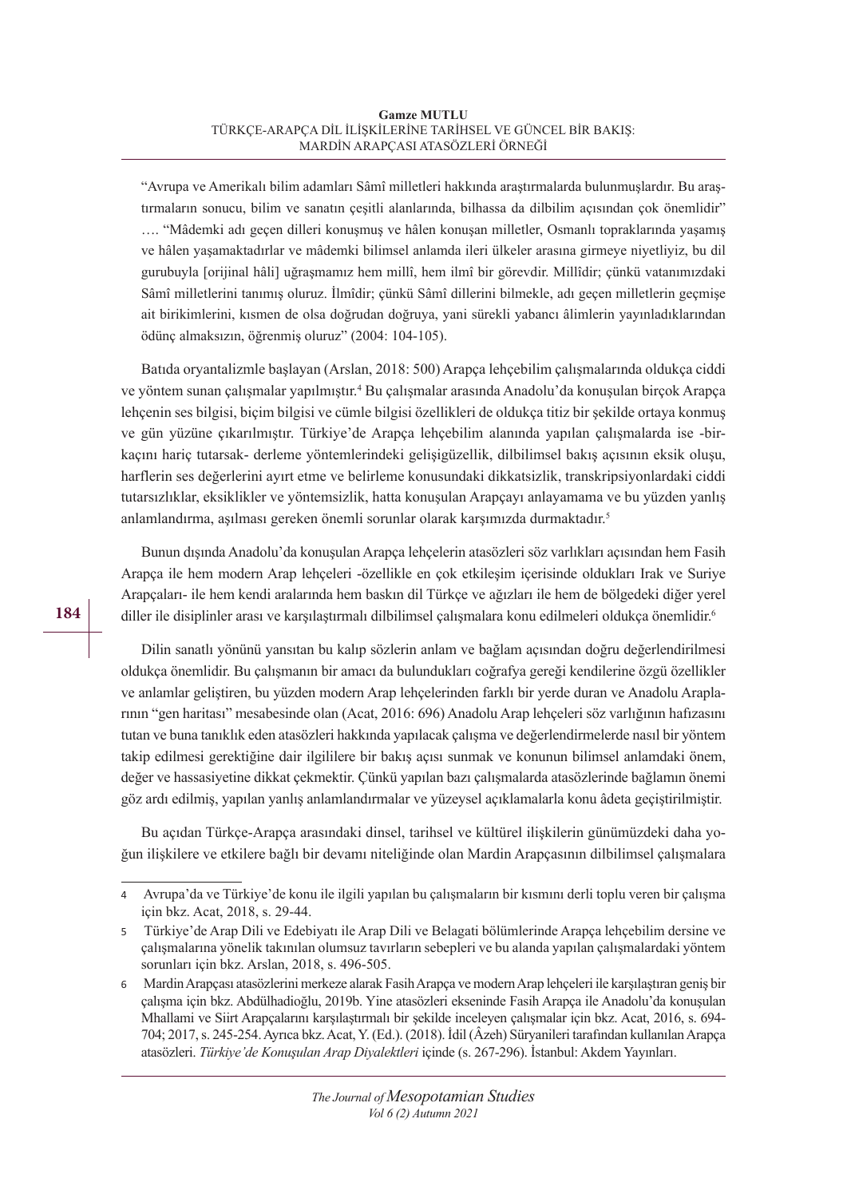"Avrupa ve Amerikalı bilim adamları Sâmî milletleri hakkında araştırmalarda bulunmuşlardır. Bu araştırmaların sonucu, bilim ve sanatın çeşitli alanlarında, bilhassa da dilbilim açısından çok önemlidir" …. "Mâdemki adı geçen dilleri konuşmuş ve hâlen konuşan milletler, Osmanlı topraklarında yaşamış ve hâlen yaşamaktadırlar ve mâdemki bilimsel anlamda ileri ülkeler arasına girmeye niyetliyiz, bu dil gurubuyla [orijinal hâli] uğraşmamız hem millî, hem ilmî bir görevdir. Millîdir; çünkü vatanımızdaki Sâmî milletlerini tanımış oluruz. İlmîdir; çünkü Sâmî dillerini bilmekle, adı geçen milletlerin geçmişe ait birikimlerini, kısmen de olsa doğrudan doğruya, yani sürekli yabancı âlimlerin yayınladıklarından ödünç almaksızın, öğrenmiş oluruz" (2004: 104-105).

Batıda oryantalizmle başlayan (Arslan, 2018: 500) Arapça lehçebilim çalışmalarında oldukça ciddi ve yöntem sunan çalışmalar yapılmıştır.[4] Bu çalışmalar arasında Anadolu'da konuşulan birçok Arapça lehçenin ses bilgisi, biçim bilgisi ve cümle bilgisi özellikleri de oldukça titiz bir şekilde ortaya konmuş ve gün yüzüne çıkarılmıştır. Türkiye'de Arapça lehçebilim alanında yapılan çalışmalarda ise -birkaçını hariç tutarsak- derleme yöntemlerindeki gelişigüzellik, dilbilimsel bakış açısının eksik oluşu, harflerin ses değerlerini ayırt etme ve belirleme konusundaki dikkatsizlik, transkripsiyonlardaki ciddi tutarsızlıklar, eksiklikler ve yöntemsizlik, hatta konuşulan Arapçayı anlayamama ve bu yüzden yanlış anlamlandırma, aşılması gereken önemli sorunlar olarak karşımızda durmaktadır.[5]

Bunun dışında Anadolu'da konuşulan Arapça lehçelerin atasözleri söz varlıkları açısından hem Fasih Arapça ile hem modern Arap lehçeleri -özellikle en çok etkileşim içerisinde oldukları Irak ve Suriye Arapçaları- ile hem kendi aralarında hem baskın dil Türkçe ve ağızları ile hem de bölgedeki diğer yerel diller ile disiplinler arası ve karşılaştırmalı dilbilimsel çalışmalara konu edilmeleri oldukça önemlidir.[6]

Dilin sanatlı yönünü yansıtan bu kalıp sözlerin anlam ve bağlam açısından doğru değerlendirilmesi oldukça önemlidir. Bu çalışmanın bir amacı da bulundukları coğrafya gereği kendilerine özgü özellikler ve anlamlar geliştiren, bu yüzden modern Arap lehçelerinden farklı bir yerde duran ve Anadolu Araplarının "gen haritası" mesabesinde olan (Acat, 2016: 696) Anadolu Arap lehçeleri söz varlığının hafızasını tutan ve buna tanıklık eden atasözleri hakkında yapılacak çalışma ve değerlendirmelerde nasıl bir yöntem takip edilmesi gerektiğine dair ilgililere bir bakış açısı sunmak ve konunun bilimsel anlamdaki önem, değer ve hassasiyetine dikkat çekmektir. Çünkü yapılan bazı çalışmalarda atasözlerinde bağlamın önemi göz ardı edilmiş, yapılan yanlış anlamlandırmalar ve yüzeysel açıklamalarla konu âdeta geçiştirilmiştir.

Bu açıdan Türkçe-Arapça arasındaki dinsel, tarihsel ve kültürel ilişkilerin günümüzdeki daha yoğun ilişkilere ve etkilere bağlı bir devamı niteliğinde olan Mardin Arapçasının dilbilimsel çalışmalara

---

4 Avrupa'da ve Türkiye'de konu ile ilgili yapılan bu çalışmaların bir kısmını derli toplu veren bir çalışma için bkz. Acat, 2018, s. 29-44.

5 Türkiye'de Arap Dili ve Edebiyatı ile Arap Dili ve Belagati bölümlerinde Arapça lehçebilim dersine ve çalışmalarına yönelik takınılan olumsuz tavırların sebepleri ve bu alanda yapılan çalışmalardaki yöntem sorunları için bkz. Arslan, 2018, s. 496-505.

6 Mardin Arapçası atasözlerini merkeze alarak Fasih Arapça ve modern Arap lehçeleri ile karşılaştıran geniş bir çalışma için bkz. Abdülhadioğlu, 2019b. Yine atasözleri ekseninde Fasih Arapça ile Anadolu'da konuşulan Mhallami ve Siirt Arapçalarını karşılaştırmalı bir şekilde inceleyen çalışmalar için bkz. Acat, 2016, s. 694-704; 2017, s. 245-254. Ayrıca bkz. Acat, Y. (Ed.). (2018). İdil (Âzeh) Süryanileri tarafından kullanılan Arapça atasözleri. *Türkiye'de Konuşulan Arap Diyalektleri* içinde (s. 267-296). İstanbul: Akdem Yayınları.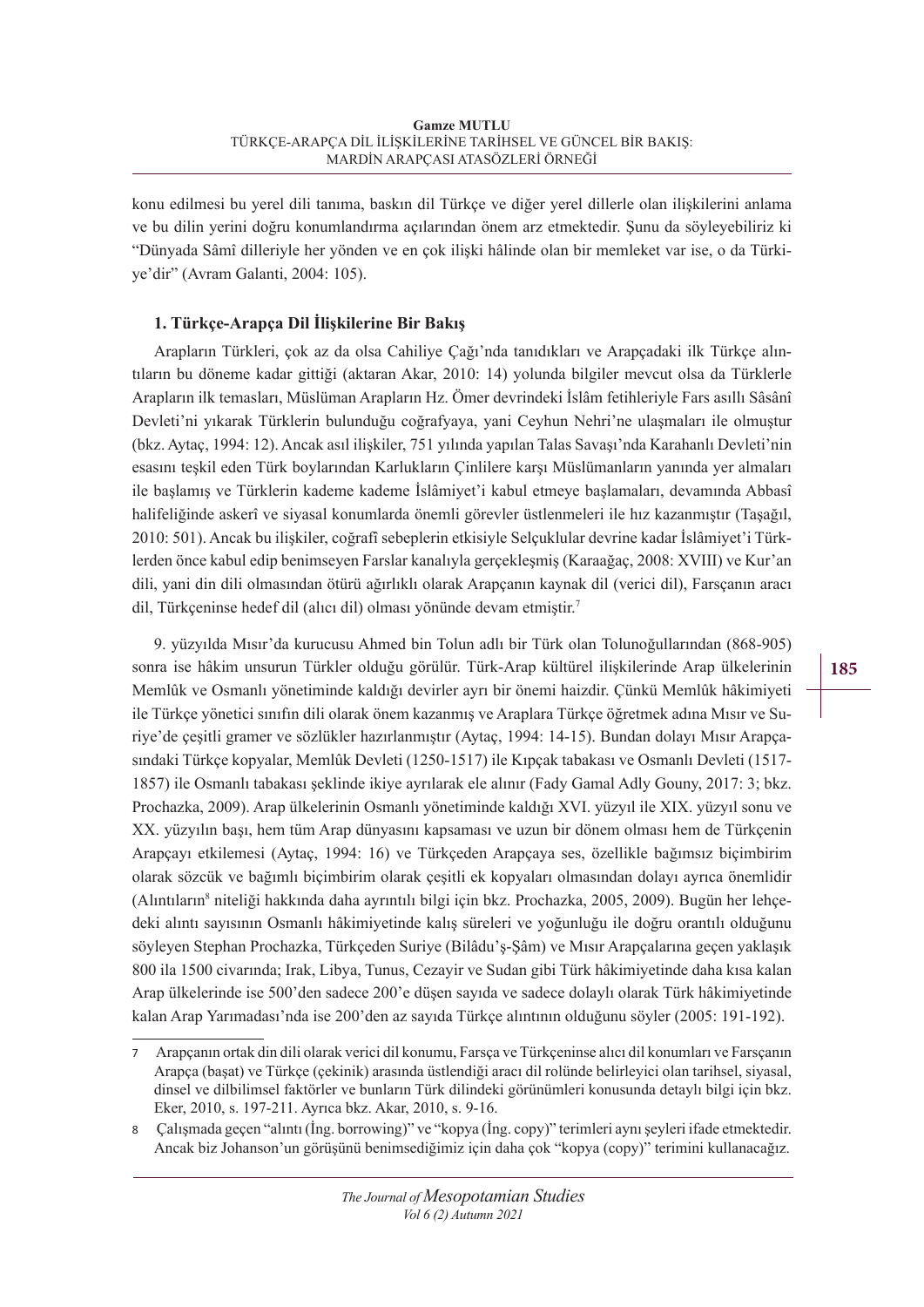konu edilmesi bu yerel dili tanıma, baskın dil Türkçe ve diğer yerel dillerle olan ilişkilerini anlama ve bu dilin yerini doğru konumlandırma açılarından önem arz etmektedir. Şunu da söyleyebiliriz ki "Dünyada Sâmî dilleriyle her yönden ve en çok ilişki hâlinde olan bir memleket var ise, o da Türkiye'dir" (Avram Galanti, 2004: 105).

## 1. Türkçe-Arapça Dil İlişkilerine Bir Bakış

Arapların Türkleri, çok az da olsa Cahiliye Çağı'nda tanıdıkları ve Arapçadaki ilk Türkçe alıntıların bu döneme kadar gittiği (aktaran Akar, 2010: 14) yolunda bilgiler mevcut olsa da Türklerle Arapların ilk temasları, Müslüman Arapların Hz. Ömer devrindeki İslâm fetihleriyle Fars asıllı Sâsânî Devleti'ni yıkarak Türklerin bulunduğu coğrafyaya, yani Ceyhun Nehri'ne ulaşmaları ile olmuştur (bkz. Aytaç, 1994: 12). Ancak asıl ilişkiler, 751 yılında yapılan Talas Savaşı'nda Karahanlı Devleti'nin esasını teşkil eden Türk boylarından Karlukların Çinlilere karşı Müslümanların yanında yer almaları ile başlamış ve Türklerin kademe kademe İslâmiyet'i kabul etmeye başlamaları, devamında Abbasî halifeliğinde askerî ve siyasal konumlarda önemli görevler üstlenmeleri ile hız kazanmıştır (Taşağıl, 2010: 501). Ancak bu ilişkiler, coğrafi sebeplerin etkisiyle Selçuklular devrine kadar İslâmiyet'i Türklerden önce kabul edip benimseyen Farslar kanalıyla gerçekleşmiş (Karaağaç, 2008: XVIII) ve Kur'an dili, yani din dili olmasından ötürü ağırlıklı olarak Arapçanın kaynak dil (verici dil), Farsçanın aracı dil, Türkçeninse hedef dil (alıcı dil) olması yönünde devam etmiştir.[7]

9. yüzyılda Mısır'da kurucusu Ahmed bin Tolun adlı bir Türk olan Tolunoğullarından (868-905) sonra ise hâkim unsurun Türkler olduğu görülür. Türk-Arap kültürel ilişkilerinde Arap ülkelerinin Memlûk ve Osmanlı yönetiminde kaldığı devirler ayrı bir önemi haizdir. Çünkü Memlûk hâkimiyeti ile Türkçe yönetici sınıfın dili olarak önem kazanmış ve Araplara Türkçe öğretmek adına Mısır ve Suriye'de çeşitli gramer ve sözlükler hazırlanmıştır (Aytaç, 1994: 14-15). Bundan dolayı Mısır Arapçasındaki Türkçe kopyalar, Memlûk Devleti (1250-1517) ile Kıpçak tabakası ve Osmanlı Devleti (1517-1857) ile Osmanlı tabakası şeklinde ikiye ayrılarak ele alınır (Fady Gamal Adly Gouny, 2017: 3; bkz. Prochazka, 2009). Arap ülkelerinin Osmanlı yönetiminde kaldığı XVI. yüzyıl ile XIX. yüzyıl sonu ve XX. yüzyılın başı, hem tüm Arap dünyasını kapsaması ve uzun bir dönem olması hem de Türkçenin Arapçayı etkilemesi (Aytaç, 1994: 16) ve Türkçeden Arapçaya ses, özellikle bağımsız biçimbirim olarak sözcük ve bağımlı biçimbirim olarak çeşitli ek kopyaları olmasından dolayı ayrıca önemlidir (Alıntıların[8] niteliği hakkında daha ayrıntılı bilgi için bkz. Prochazka, 2005, 2009). Bugün her lehçedeki alıntı sayısının Osmanlı hâkimiyetinde kalış süreleri ve yoğunluğu ile doğru orantılı olduğunu söyleyen Stephan Prochazka, Türkçeden Suriye (Bilâdu'ş-Şâm) ve Mısır Arapçalarına geçen yaklaşık 800 ila 1500 civarında; Irak, Libya, Tunus, Cezayir ve Sudan gibi Türk hâkimiyetinde daha kısa kalan Arap ülkelerinde ise 500'den sadece 200'e düşen sayıda ve sadece dolaylı olarak Türk hâkimiyetinde kalan Arap Yarımadası'nda ise 200'den az sayıda Türkçe alıntının olduğunu söyler (2005: 191-192).

---

7 Arapçanın ortak din dili olarak verici dil konumu, Farsça ve Türkçeninse alıcı dil konumları ve Farsçanın Arapça (başat) ve Türkçe (çekinik) arasında üstlendiği aracı dil rolünde belirleyici olan tarihsel, siyasal, dinsel ve dilbilimsel faktörler ve bunların Türk dilindeki görünümleri konusunda detaylı bilgi için bkz. Eker, 2010, s. 197-211. Ayrıca bkz. Akar, 2010, s. 9-16.

8 Çalışmada geçen "alıntı (İng. borrowing)" ve "kopya (İng. copy)" terimleri aynı şeyleri ifade etmektedir. Ancak biz Johanson'un görüşünü benimsediğimiz için daha çok "kopya (copy)" terimini kullanacağız.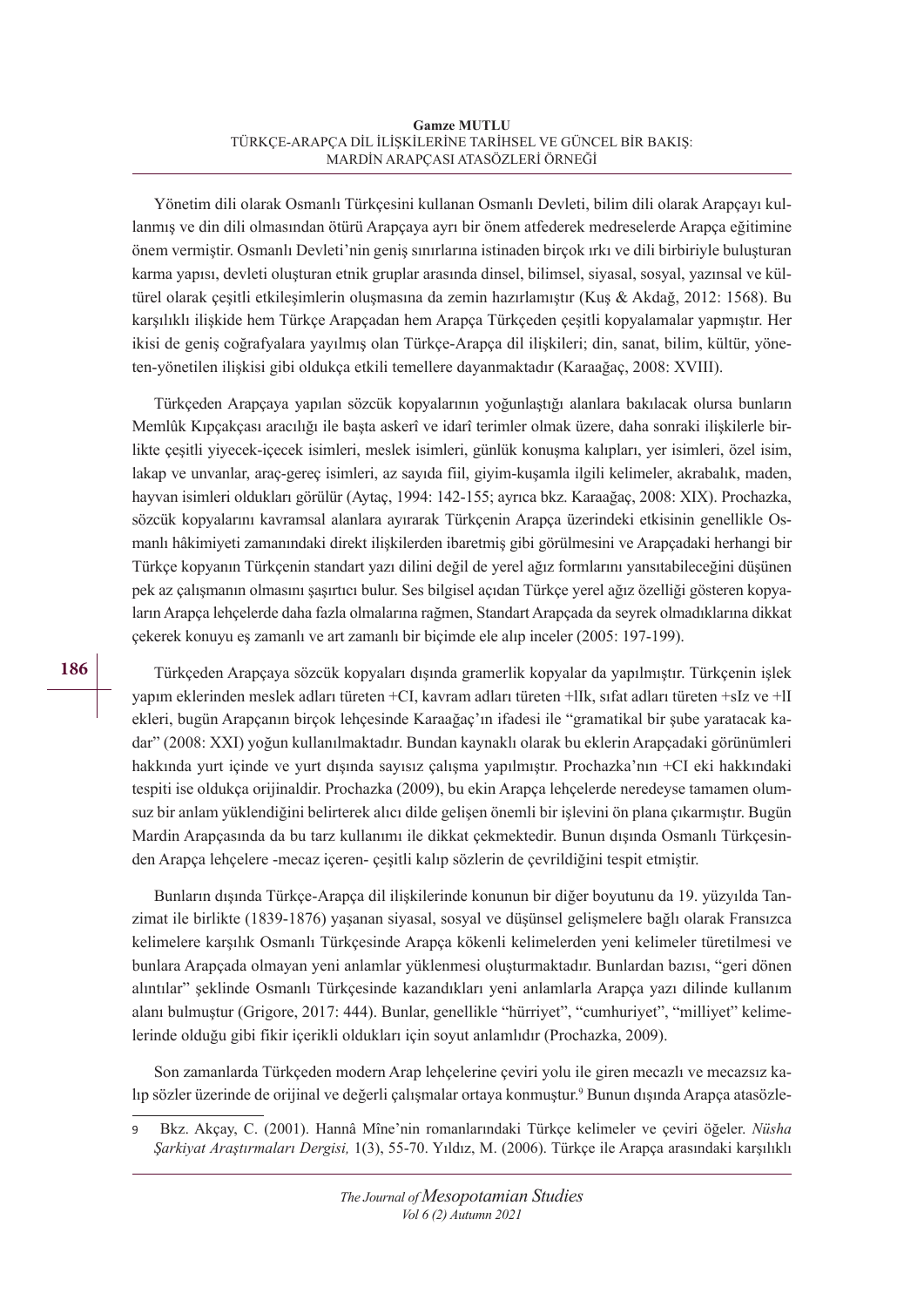Yönetim dili olarak Osmanlı Türkçesini kullanan Osmanlı Devleti, bilim dili olarak Arapçayı kullanmış ve din dili olmasından ötürü Arapçaya ayrı bir önem atfederek medreselerde Arapça eğitimine önem vermiştir. Osmanlı Devleti'nin geniş sınırlarına istinaden birçok ırkı ve dili birbiriyle buluşturan karma yapısı, devleti oluşturan etnik gruplar arasında dinsel, bilimsel, siyasal, sosyal, yazınsal ve kültürel olarak çeşitli etkileşimlerin oluşmasına da zemin hazırlamıştır (Kuş & Akdağ, 2012: 1568). Bu karşılıklı ilişkide hem Türkçe Arapçadan hem Arapça Türkçeden çeşitli kopyalamalar yapmıştır. Her ikisi de geniş coğrafyalara yayılmış olan Türkçe-Arapça dil ilişkileri; din, sanat, bilim, kültür, yöneten-yönetilen ilişkisi gibi oldukça etkili temellere dayanmaktadır (Karaağaç, 2008: XVIII).

Türkçeden Arapçaya yapılan sözcük kopyalarının yoğunlaştığı alanlara bakılacak olursa bunların Memlûk Kıpçakçası aracılığı ile başta askerî ve idarî terimler olmak üzere, daha sonraki ilişkilerle birlikte çeşitli yiyecek-içecek isimleri, meslek isimleri, günlük konuşma kalıpları, yer isimleri, özel isim, lakap ve unvanlar, araç-gereç isimleri, az sayıda fiil, giyim-kuşamla ilgili kelimeler, akrabalık, maden, hayvan isimleri oldukları görülür (Aytaç, 1994: 142-155; ayrıca bkz. Karaağaç, 2008: XIX). Prochazka, sözcük kopyalarını kavramsal alanlara ayırarak Türkçenin Arapça üzerindeki etkisinin genellikle Osmanlı hâkimiyeti zamanındaki direkt ilişkilerden ibaretmiş gibi görülmesini ve Arapçadaki herhangi bir Türkçe kopyanın Türkçenin standart yazı dilini değil de yerel ağız formlarını yansıtabileceğini düşünen pek az çalışmanın olmasını şaşırtıcı bulur. Ses bilgisel açıdan Türkçe yerel ağız özelliği gösteren kopyaların Arapça lehçelerde daha fazla olmalarına rağmen, Standart Arapçada da seyrek olmadıklarına dikkat çekerek konuyu eş zamanlı ve art zamanlı bir biçimde ele alıp inceler (2005: 197-199).

Türkçeden Arapçaya sözcük kopyaları dışında gramerlik kopyalar da yapılmıştır. Türkçenin işlek yapım eklerinden meslek adları türeten +CI, kavram adları türeten +lIk, sıfat adları türeten +sIz ve +lI ekleri, bugün Arapçanın birçok lehçesinde Karaağaç'ın ifadesi ile "gramatikal bir şube yaratacak kadar" (2008: XXI) yoğun kullanılmaktadır. Bundan kaynaklı olarak bu eklerin Arapçadaki görünümleri hakkında yurt içinde ve yurt dışında sayısız çalışma yapılmıştır. Prochazka'nın +CI eki hakkındaki tespiti ise oldukça orijinaldir. Prochazka (2009), bu ekin Arapça lehçelerde neredeyse tamamen olumsuz bir anlam yüklendiğini belirterek alıcı dilde gelişen önemli bir işlevini ön plana çıkarmıştır. Bugün Mardin Arapçasında da bu tarz kullanımı ile dikkat çekmektedir. Bunun dışında Osmanlı Türkçesinden Arapça lehçelere -mecaz içeren- çeşitli kalıp sözlerin de çevrildiğini tespit etmiştir.

Bunların dışında Türkçe-Arapça dil ilişkilerinde konunun bir diğer boyutunu da 19. yüzyılda Tanzimat ile birlikte (1839-1876) yaşanan siyasal, sosyal ve düşünsel gelişmelere bağlı olarak Fransızca kelimelere karşılık Osmanlı Türkçesinde Arapça kökenli kelimelerden yeni kelimeler türetilmesi ve bunlara Arapçada olmayan yeni anlamlar yüklenmesi oluşturmaktadır. Bunlardan bazısı, "geri dönen alıntılar" şeklinde Osmanlı Türkçesinde kazandıkları yeni anlamlarla Arapça yazı dilinde kullanım alanı bulmuştur (Grigore, 2017: 444). Bunlar, genellikle "hürriyet", "cumhuriyet", "milliyet" kelimelerinde olduğu gibi fikir içerikli oldukları için soyut anlamlıdır (Prochazka, 2009).

Son zamanlarda Türkçeden modern Arap lehçelerine çeviri yolu ile giren mecazlı ve mecazsız kalıp sözler üzerinde de orijinal ve değerli çalışmalar ortaya konmuştur.[9] Bunun dışında Arapça atasözle-

9 Bkz. Akçay, C. (2001). Hannâ Mîne'nin romanlarındaki Türkçe kelimeler ve çeviri öğeler. *Nüsha Şarkiyat Araştırmaları Dergisi,* 1(3), 55-70. Yıldız, M. (2006). Türkçe ile Arapça arasındaki karşılıklı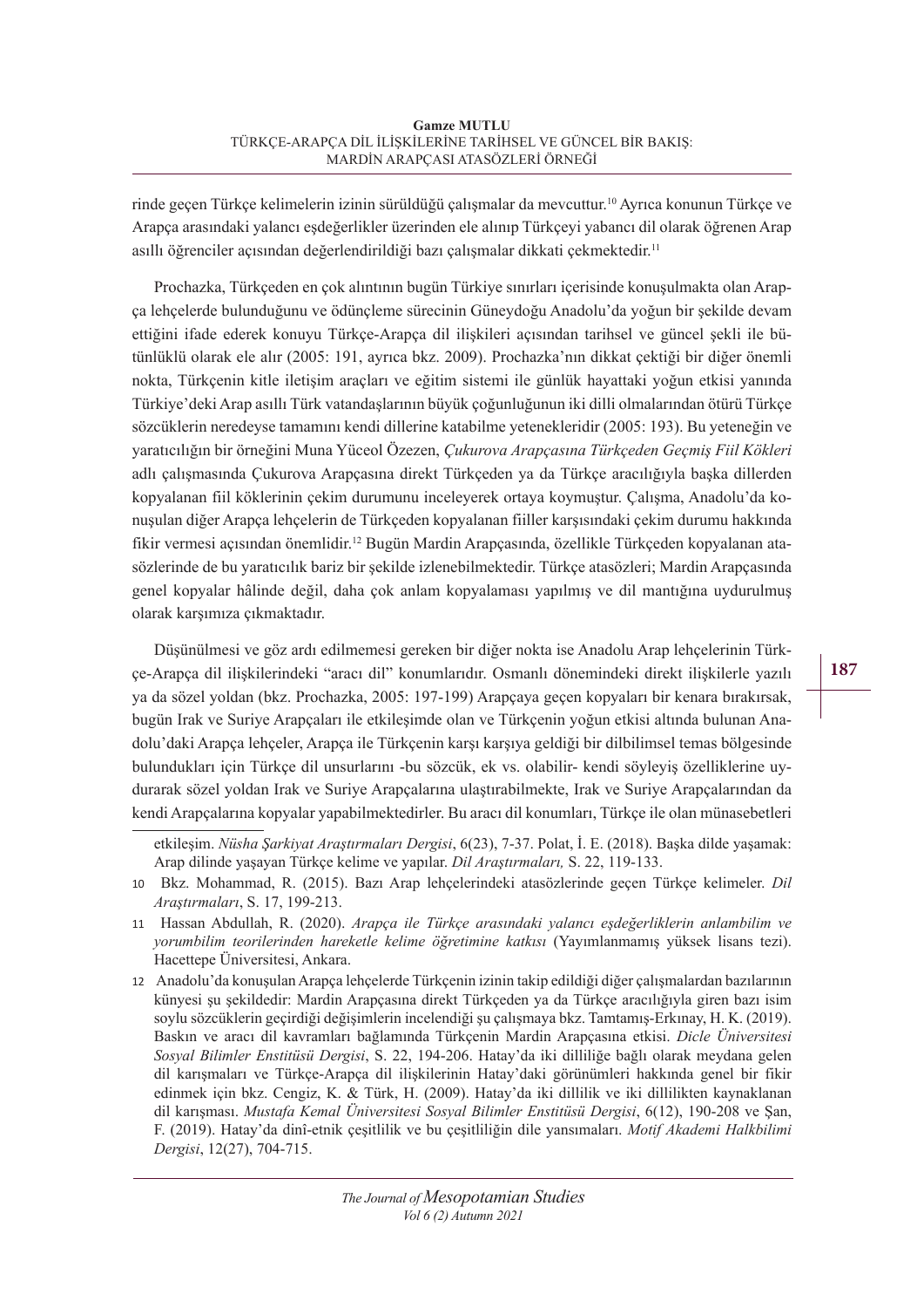rinde geçen Türkçe kelimelerin izinin sürüldüğü çalışmalar da mevcuttur.[10] Ayrıca konunun Türkçe ve Arapça arasındaki yalancı eşdeğerlikler üzerinden ele alınıp Türkçeyi yabancı dil olarak öğrenen Arap asıllı öğrenciler açısından değerlendirildiği bazı çalışmalar dikkati çekmektedir.[11]

Prochazka, Türkçeden en çok alıntının bugün Türkiye sınırları içerisinde konuşulmakta olan Arapça lehçelerde bulunduğunu ve ödünçleme sürecinin Güneydoğu Anadolu'da yoğun bir şekilde devam ettiğini ifade ederek konuyu Türkçe-Arapça dil ilişkileri açısından tarihsel ve güncel şekli ile bütünlüklü olarak ele alır (2005: 191, ayrıca bkz. 2009). Prochazka'nın dikkat çektiği bir diğer önemli nokta, Türkçenin kitle iletişim araçları ve eğitim sistemi ile günlük hayattaki yoğun etkisi yanında Türkiye'deki Arap asıllı Türk vatandaşlarının büyük çoğunluğunun iki dilli olmalarından ötürü Türkçe sözcüklerin neredeyse tamamını kendi dillerine katabilme yetenekleridir (2005: 193). Bu yeteneğin ve yaratıcılığın bir örneğini Muna Yüceol Özezen, *Çukurova Arapçasına Türkçeden Geçmiş Fiil Kökleri* adlı çalışmasında Çukurova Arapçasına direkt Türkçeden ya da Türkçe aracılığıyla başka dillerden kopyalanan fiil köklerinin çekim durumunu inceleyerek ortaya koymuştur. Çalışma, Anadolu'da konuşulan diğer Arapça lehçelerin de Türkçeden kopyalanan fiiller karşısındaki çekim durumu hakkında fikir vermesi açısından önemlidir.[12] Bugün Mardin Arapçasında, özellikle Türkçeden kopyalanan atasözlerinde de bu yaratıcılık bariz bir şekilde izlenebilmektedir. Türkçe atasözleri; Mardin Arapçasında genel kopyalar hâlinde değil, daha çok anlam kopyalaması yapılmış ve dil mantığına uydurulmuş olarak karşımıza çıkmaktadır.

Düşünülmesi ve göz ardı edilmemesi gereken bir diğer nokta ise Anadolu Arap lehçelerinin Türkçe-Arapça dil ilişkilerindeki "aracı dil" konumlarıdır. Osmanlı dönemindeki direkt ilişkilerle yazılı ya da sözel yoldan (bkz. Prochazka, 2005: 197-199) Arapçaya geçen kopyaları bir kenara bırakırsak, bugün Irak ve Suriye Arapçaları ile etkileşimde olan ve Türkçenin yoğun etkisi altında bulunan Anadolu'daki Arapça lehçeler, Arapça ile Türkçenin karşı karşıya geldiği bir dilbilimsel temas bölgesinde bulundukları için Türkçe dil unsurlarını -bu sözcük, ek vs. olabilir- kendi söyleyiş özelliklerine uydurarak sözel yoldan Irak ve Suriye Arapçalarına ulaştırabilmekte, Irak ve Suriye Arapçalarından da kendi Arapçalarına kopyalar yapabilmektedirler. Bu aracı dil konumları, Türkçe ile olan münasebetleri

---

etkileşim. *Nüsha Şarkiyat Araştırmaları Dergisi*, 6(23), 7-37. Polat, İ. E. (2018). Başka dilde yaşamak: Arap dilinde yaşayan Türkçe kelime ve yapılar. *Dil Araştırmaları,* S. 22, 119-133.

10 Bkz. Mohammad, R. (2015). Bazı Arap lehçelerindeki atasözlerinde geçen Türkçe kelimeler. *Dil Araştırmaları*, S. 17, 199-213.

11 Hassan Abdullah, R. (2020). *Arapça ile Türkçe arasındaki yalancı eşdeğerliklerin anlambilim ve yorumbilim teorilerinden hareketle kelime öğretimine katkısı* (Yayımlanmamış yüksek lisans tezi). Hacettepe Üniversitesi, Ankara.

12 Anadolu'da konuşulan Arapça lehçelerde Türkçenin izinin takip edildiği diğer çalışmalardan bazılarının künyesi şu şekildedir: Mardin Arapçasına direkt Türkçeden ya da Türkçe aracılığıyla giren bazı isim soylu sözcüklerin geçirdiği değişimlerin incelendiği şu çalışmaya bkz. Tamtamış-Erkınay, H. K. (2019). Baskın ve aracı dil kavramları bağlamında Türkçenin Mardin Arapçasına etkisi. *Dicle Üniversitesi Sosyal Bilimler Enstitüsü Dergisi*, S. 22, 194-206. Hatay'da iki dilliliğe bağlı olarak meydana gelen dil karışmaları ve Türkçe-Arapça dil ilişkilerinin Hatay'daki görünümleri hakkında genel bir fikir edinmek için bkz. Cengiz, K. & Türk, H. (2009). Hatay'da iki dillilik ve iki dillilikten kaynaklanan dil karışması. *Mustafa Kemal Üniversitesi Sosyal Bilimler Enstitüsü Dergisi*, 6(12), 190-208 ve Şan, F. (2019). Hatay'da dinî-etnik çeşitlilik ve bu çeşitliliğin dile yansımaları. *Motif Akademi Halkbilimi Dergisi*, 12(27), 704-715.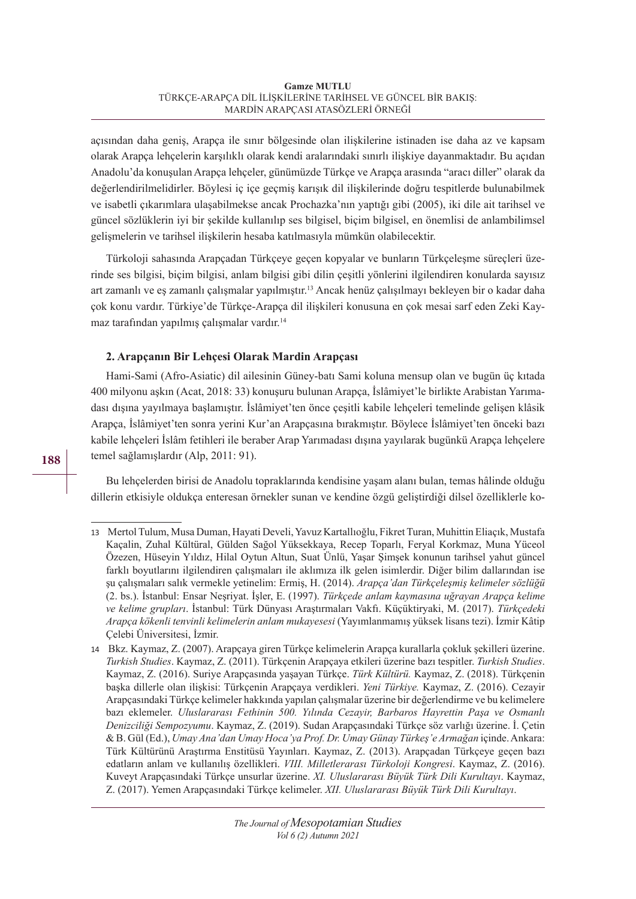açısından daha geniş, Arapça ile sınır bölgesinde olan ilişkilerine istinaden ise daha az ve kapsam olarak Arapça lehçelerin karşılıklı olarak kendi aralarındaki sınırlı ilişkiye dayanmaktadır. Bu açıdan Anadolu'da konuşulan Arapça lehçeler, günümüzde Türkçe ve Arapça arasında "aracı diller" olarak da değerlendirilmelidirler. Böylesi iç içe geçmiş karışık dil ilişkilerinde doğru tespitlerde bulunabilmek ve isabetli çıkarımlara ulaşabilmekse ancak Prochazka'nın yaptığı gibi (2005), iki dile ait tarihsel ve güncel sözlüklerin iyi bir şekilde kullanılıp ses bilgisel, biçim bilgisel, en önemlisi de anlambilimsel gelişmelerin ve tarihsel ilişkilerin hesaba katılmasıyla mümkün olabilecektir.

Türkoloji sahasında Arapçadan Türkçeye geçen kopyalar ve bunların Türkçeleşme süreçleri üzerinde ses bilgisi, biçim bilgisi, anlam bilgisi gibi dilin çeşitli yönlerini ilgilendiren konularda sayısız art zamanlı ve eş zamanlı çalışmalar yapılmıştır.[13] Ancak henüz çalışılmayı bekleyen bir o kadar daha çok konu vardır. Türkiye'de Türkçe-Arapça dil ilişkileri konusuna en çok mesai sarf eden Zeki Kaymaz tarafından yapılmış çalışmalar vardır.[14]

## 2. Arapçanın Bir Lehçesi Olarak Mardin Arapçası

Hami-Sami (Afro-Asiatic) dil ailesinin Güney-batı Sami koluna mensup olan ve bugün üç kıtada 400 milyonu aşkın (Acat, 2018: 33) konuşuru bulunan Arapça, İslâmiyet'le birlikte Arabistan Yarımadası dışına yayılmaya başlamıştır. İslâmiyet'ten önce çeşitli kabile lehçeleri temelinde gelişen klâsik Arapça, İslâmiyet'ten sonra yerini Kur'an Arapçasına bırakmıştır. Böylece İslâmiyet'ten önceki bazı kabile lehçeleri İslâm fetihleri ile beraber Arap Yarımadası dışına yayılarak bugünkü Arapça lehçelere temel sağlamışlardır (Alp, 2011: 91).

Bu lehçelerden birisi de Anadolu topraklarında kendisine yaşam alanı bulan, temas hâlinde olduğu dillerin etkisiyle oldukça enteresan örnekler sunan ve kendine özgü geliştirdiği dilsel özelliklerle ko-

---

13 Mertol Tulum, Musa Duman, Hayati Develi, Yavuz Kartallıoğlu, Fikret Turan, Muhittin Eliaçık, Mustafa Kaçalin, Zuhal Kültüral, Gülden Sağol Yüksekkaya, Recep Toparlı, Feryal Korkmaz, Muna Yüceol Özezen, Hüseyin Yıldız, Hilal Oytun Altun, Suat Ünlü, Yaşar Şimşek konunun tarihsel yahut güncel farklı boyutlarını ilgilendiren çalışmaları ile aklımıza ilk gelen isimlerdir. Diğer bilim dallarından ise şu çalışmaları salık vermekle yetinelim: Ermiş, H. (2014). *Arapça'dan Türkçeleşmiş kelimeler sözlüğü* (2. bs.). İstanbul: Ensar Neşriyat. İşler, E. (1997). *Türkçede anlam kaymasına uğrayan Arapça kelime ve kelime grupları*. İstanbul: Türk Dünyası Araştırmaları Vakfı. Küçüktiryaki, M. (2017). *Türkçedeki Arapça kökenli tenvinli kelimelerin anlam mukayesesi* (Yayımlanmamış yüksek lisans tezi). İzmir Kâtip Çelebi Üniversitesi, İzmir.

14 Bkz. Kaymaz, Z. (2007). Arapçaya giren Türkçe kelimelerin Arapça kurallarla çokluk şekilleri üzerine. *Turkish Studies*. Kaymaz, Z. (2011). Türkçenin Arapçaya etkileri üzerine bazı tespitler. *Turkish Studies*. Kaymaz, Z. (2016). Suriye Arapçasında yaşayan Türkçe. *Türk Kültürü.* Kaymaz, Z. (2018). Türkçenin başka dillerle olan ilişkisi: Türkçenin Arapçaya verdikleri. *Yeni Türkiye.* Kaymaz, Z. (2016). Cezayir Arapçasındaki Türkçe kelimeler hakkında yapılan çalışmalar üzerine bir değerlendirme ve bu kelimelere bazı eklemeler. *Uluslararası Fethinin 500. Yılında Cezayir, Barbaros Hayrettin Paşa ve Osmanlı Denizciliği Sempozyumu*. Kaymaz, Z. (2019). Sudan Arapçasındaki Türkçe söz varlığı üzerine. İ. Çetin & B. Gül (Ed.), *Umay Ana'dan Umay Hoca'ya Prof. Dr. Umay Günay Türkeş'e Armağan* içinde. Ankara: Türk Kültürünü Araştırma Enstitüsü Yayınları. Kaymaz, Z. (2013). Arapçadan Türkçeye geçen bazı edatların anlam ve kullanılış özellikleri. *VIII. Milletlerarası Türkoloji Kongresi*. Kaymaz, Z. (2016). Kuveyt Arapçasındaki Türkçe unsurlar üzerine. *XI. Uluslararası Büyük Türk Dili Kurultayı*. Kaymaz, Z. (2017). Yemen Arapçasındaki Türkçe kelimeler. *XII. Uluslararası Büyük Türk Dili Kurultayı*.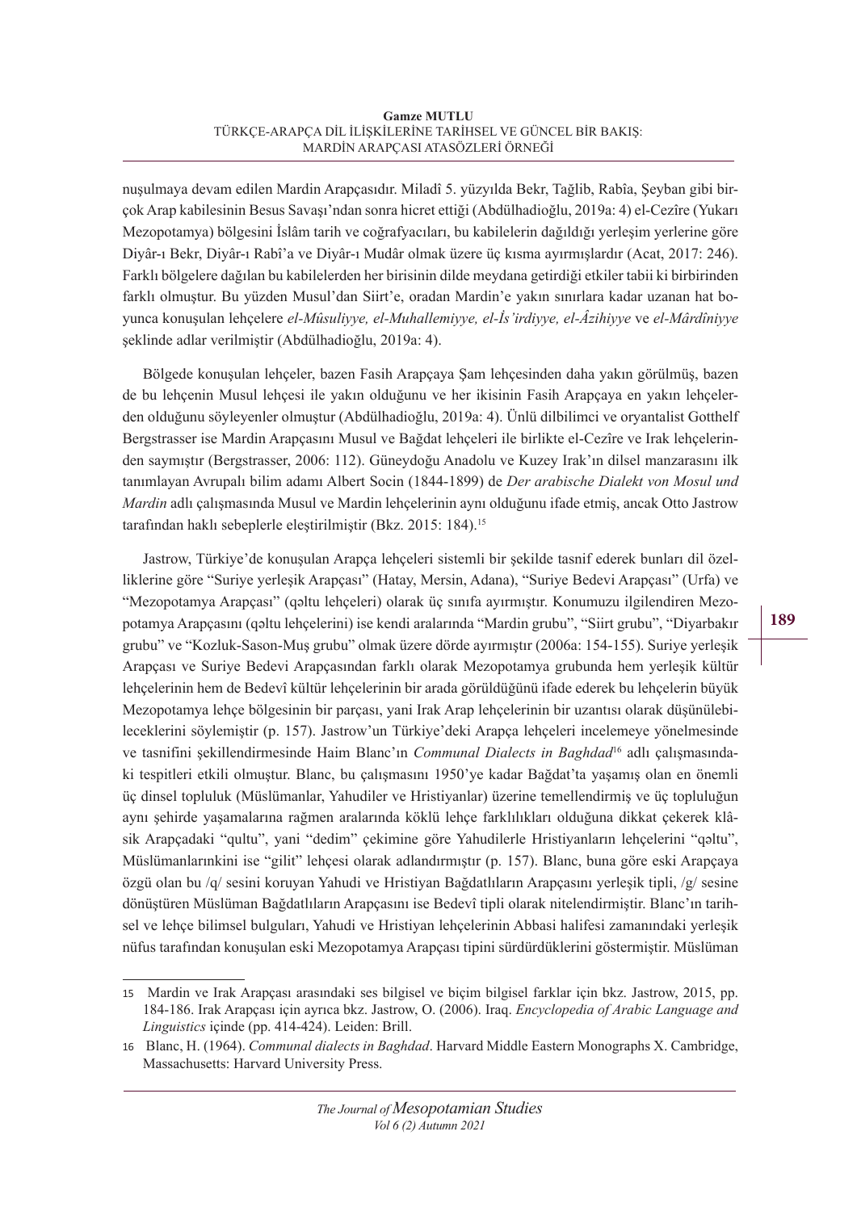nuşulmaya devam edilen Mardin Arapçasıdır. Miladî 5. yüzyılda Bekr, Tağlib, Rabîa, Şeyban gibi birçok Arap kabilesinin Besus Savaşı'ndan sonra hicret ettiği (Abdülhadioğlu, 2019a: 4) el-Cezîre (Yukarı Mezopotamya) bölgesini İslâm tarih ve coğrafyacıları, bu kabilelerin dağıldığı yerleşim yerlerine göre Diyâr-ı Bekr, Diyâr-ı Rabî'a ve Diyâr-ı Mudâr olmak üzere üç kısma ayırmışlardır (Acat, 2017: 246). Farklı bölgelere dağılan bu kabilelerden her birisinin dilde meydana getirdiği etkiler tabii ki birbirinden farklı olmuştur. Bu yüzden Musul'dan Siirt'e, oradan Mardin'e yakın sınırlara kadar uzanan hat boyunca konuşulan lehçelere *el-Mûsuliyye, el-Muhallemiyye, el-İs'irdiyye, el-Âzihiyye* ve *el-Mârdîniyye* şeklinde adlar verilmiştir (Abdülhadioğlu, 2019a: 4).

Bölgede konuşulan lehçeler, bazen Fasih Arapçaya Şam lehçesinden daha yakın görülmüş, bazen de bu lehçenin Musul lehçesi ile yakın olduğunu ve her ikisinin Fasih Arapçaya en yakın lehçelerden olduğunu söyleyenler olmuştur (Abdülhadioğlu, 2019a: 4). Ünlü dilbilimci ve oryantalist Gotthelf Bergstrasser ise Mardin Arapçasını Musul ve Bağdat lehçeleri ile birlikte el-Cezîre ve Irak lehçelerinden saymıştır (Bergstrasser, 2006: 112). Güneydoğu Anadolu ve Kuzey Irak'ın dilsel manzarasını ilk tanımlayan Avrupalı bilim adamı Albert Socin (1844-1899) de *Der arabische Dialekt von Mosul und Mardin* adlı çalışmasında Musul ve Mardin lehçelerinin aynı olduğunu ifade etmiş, ancak Otto Jastrow tarafından haklı sebeplerle eleştirilmiştir (Bkz. 2015: 184).[15]

Jastrow, Türkiye'de konuşulan Arapça lehçeleri sistemli bir şekilde tasnif ederek bunları dil özelliklerine göre "Suriye yerleşik Arapçası" (Hatay, Mersin, Adana), "Suriye Bedevi Arapçası" (Urfa) ve "Mezopotamya Arapçası" (qəltu lehçeleri) olarak üç sınıfa ayırmıştır. Konumuzu ilgilendiren Mezopotamya Arapçasını (qəltu lehçelerini) ise kendi aralarında "Mardin grubu", "Siirt grubu", "Diyarbakır grubu" ve "Kozluk-Sason-Muş grubu" olmak üzere dörde ayırmıştır (2006a: 154-155). Suriye yerleşik Arapçası ve Suriye Bedevi Arapçasından farklı olarak Mezopotamya grubunda hem yerleşik kültür lehçelerinin hem de Bedevî kültür lehçelerinin bir arada görüldüğünü ifade ederek bu lehçelerin büyük Mezopotamya lehçe bölgesinin bir parçası, yani Irak Arap lehçelerinin bir uzantısı olarak düşünülebileceklerini söylemiştir (p. 157). Jastrow'un Türkiye'deki Arapça lehçeleri incelemeye yönelmesinde ve tasnifini şekillendirmesinde Haim Blanc'ın *Communal Dialects in Baghdad*[16] adlı çalışmasındaki tespitleri etkili olmuştur. Blanc, bu çalışmasını 1950'ye kadar Bağdat'ta yaşamış olan en önemli üç dinsel topluluk (Müslümanlar, Yahudiler ve Hristiyanlar) üzerine temellendirmiş ve üç topluluğun aynı şehirde yaşamalarına rağmen aralarında köklü lehçe farklılıkları olduğuna dikkat çekerek klâsik Arapçadaki "qultu", yani "dedim" çekimine göre Yahudilerle Hristiyanların lehçelerini "qəltu", Müslümanlarınkini ise "gilit" lehçesi olarak adlandırmıştır (p. 157). Blanc, buna göre eski Arapçaya özgü olan bu /q/ sesini koruyan Yahudi ve Hristiyan Bağdatlıların Arapçasını yerleşik tipli, /g/ sesine dönüştüren Müslüman Bağdatlıların Arapçasını ise Bedevî tipli olarak nitelendirmiştir. Blanc'ın tarihsel ve lehçe bilimsel bulguları, Yahudi ve Hristiyan lehçelerinin Abbasi halifesi zamanındaki yerleşik nüfus tarafından konuşulan eski Mezopotamya Arapçası tipini sürdürdüklerini göstermiştir. Müslüman

---

15 Mardin ve Irak Arapçası arasındaki ses bilgisel ve biçim bilgisel farklar için bkz. Jastrow, 2015, pp. 184-186. Irak Arapçası için ayrıca bkz. Jastrow, O. (2006). Iraq. *Encyclopedia of Arabic Language and Linguistics* içinde (pp. 414-424). Leiden: Brill.

16 Blanc, H. (1964). *Communal dialects in Baghdad*. Harvard Middle Eastern Monographs X. Cambridge, Massachusetts: Harvard University Press.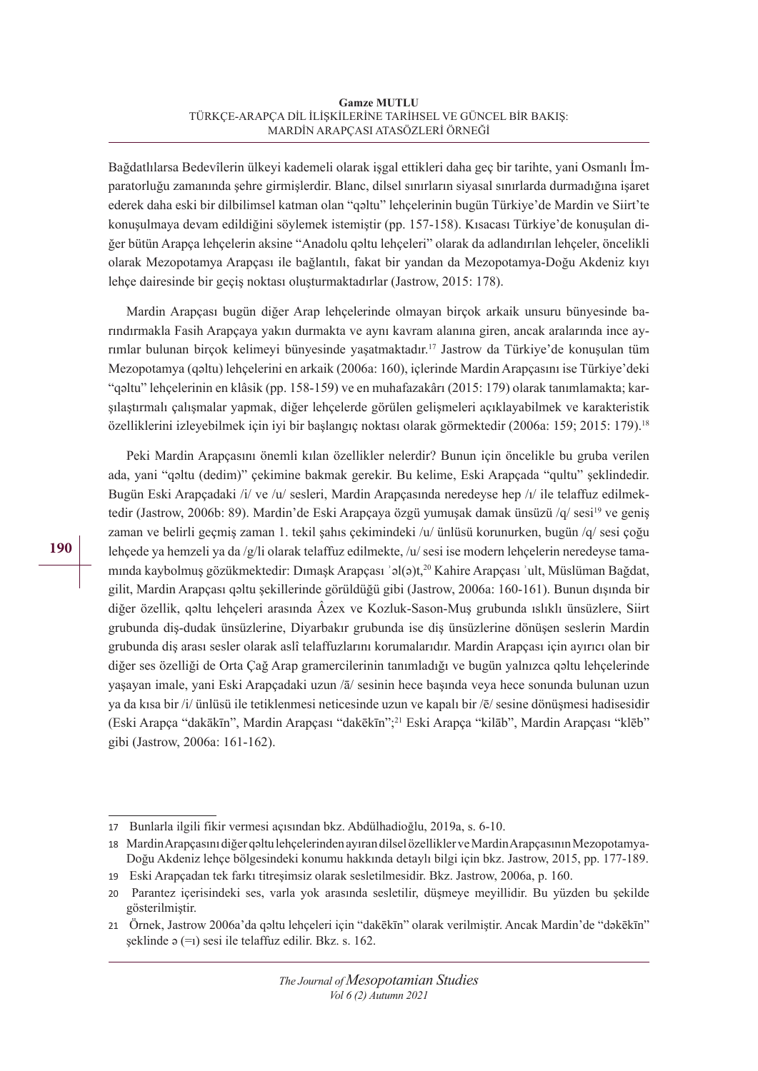Bağdatlılarsa Bedevîlerin ülkeyi kademeli olarak işgal ettikleri daha geç bir tarihte, yani Osmanlı İmparatorluğu zamanında şehre girmişlerdir. Blanc, dilsel sınırların siyasal sınırlarda durmadığına işaret ederek daha eski bir dilbilimsel katman olan "qəltu" lehçelerinin bugün Türkiye'de Mardin ve Siirt'te konuşulmaya devam edildiğini söylemek istemiştir (pp. 157-158). Kısacası Türkiye'de konuşulan diğer bütün Arapça lehçelerin aksine "Anadolu qəltu lehçeleri" olarak da adlandırılan lehçeler, öncelikli olarak Mezopotamya Arapçası ile bağlantılı, fakat bir yandan da Mezopotamya-Doğu Akdeniz kıyı lehçe dairesinde bir geçiş noktası oluşturmaktadırlar (Jastrow, 2015: 178).

Mardin Arapçası bugün diğer Arap lehçelerinde olmayan birçok arkaik unsuru bünyesinde barındırmakla Fasih Arapçaya yakın durmakta ve aynı kavram alanına giren, ancak aralarında ince ayrımlar bulunan birçok kelimeyi bünyesinde yaşatmaktadır.[17] Jastrow da Türkiye'de konuşulan tüm Mezopotamya (qəltu) lehçelerini en arkaik (2006a: 160), içlerinde Mardin Arapçasını ise Türkiye'deki "qəltu" lehçelerinin en klâsik (pp. 158-159) ve en muhafazakârı (2015: 179) olarak tanımlamakta; karşılaştırmalı çalışmalar yapmak, diğer lehçelerde görülen gelişmeleri açıklayabilmek ve karakteristik özelliklerini izleyebilmek için iyi bir başlangıç noktası olarak görmektedir (2006a: 159; 2015: 179).[18]

Peki Mardin Arapçasını önemli kılan özellikler nelerdir? Bunun için öncelikle bu gruba verilen ada, yani "qəltu (dedim)" çekimine bakmak gerekir. Bu kelime, Eski Arapçada "qultu" şeklindedir. Bugün Eski Arapçadaki /i/ ve /u/ sesleri, Mardin Arapçasında neredeyse hep /ı/ ile telaffuz edilmektedir (Jastrow, 2006b: 89). Mardin'de Eski Arapçaya özgü yumuşak damak ünsüzü /q/ sesi[19] ve geniş zaman ve belirli geçmiş zaman 1. tekil şahıs çekimindeki /u/ ünlüsü korunurken, bugün /q/ sesi çoğu lehçede ya hemzeli ya da /g/li olarak telaffuz edilmekte, /u/ sesi ise modern lehçelerin neredeyse tamamında kaybolmuş gözükmektedir: Dımaşk Arapçası ʾəl(ə)t,[20] Kahire Arapçası ʾult, Müslüman Bağdat, gilit, Mardin Arapçası qəltu şekillerinde görüldüğü gibi (Jastrow, 2006a: 160-161). Bunun dışında bir diğer özellik, qəltu lehçeleri arasında Âzex ve Kozluk-Sason-Muş grubunda ıslıklı ünsüzlere, Siirt grubunda diş-dudak ünsüzlerine, Diyarbakır grubunda ise diş ünsüzlerine dönüşen seslerin Mardin grubunda diş arası sesler olarak aslî telaffuzlarını korumalarıdır. Mardin Arapçası için ayırıcı olan bir diğer ses özelliği de Orta Çağ Arap gramercilerinin tanımladığı ve bugün yalnızca qəltu lehçelerinde yaşayan imale, yani Eski Arapçadaki uzun /ā/ sesinin hece başında veya hece sonunda bulunan uzun ya da kısa bir /i/ ünlüsü ile tetiklenmesi neticesinde uzun ve kapalı bir /ē/ sesine dönüşmesi hadisesidir (Eski Arapça "dakākīn", Mardin Arapçası "dakēkīn";[21] Eski Arapça "kilāb", Mardin Arapçası "klēb" gibi (Jastrow, 2006a: 161-162).

---

17 Bunlarla ilgili fikir vermesi açısından bkz. Abdülhadioğlu, 2019a, s. 6-10.

18 Mardin Arapçasını diğer qəltu lehçelerinden ayıran dilsel özellikler ve Mardin Arapçasının Mezopotamya-Doğu Akdeniz lehçe bölgesindeki konumu hakkında detaylı bilgi için bkz. Jastrow, 2015, pp. 177-189.

19 Eski Arapçadan tek farkı titreşimsiz olarak sesletilmesidir. Bkz. Jastrow, 2006a, p. 160.

20 Parantez içerisindeki ses, varla yok arasında sesletilir, düşmeye meyillidir. Bu yüzden bu şekilde gösterilmiştir.

21 Örnek, Jastrow 2006a'da qəltu lehçeleri için "dakēkīn" olarak verilmiştir. Ancak Mardin'de "dəkēkīn" şeklinde ə (=ı) sesi ile telaffuz edilir. Bkz. s. 162.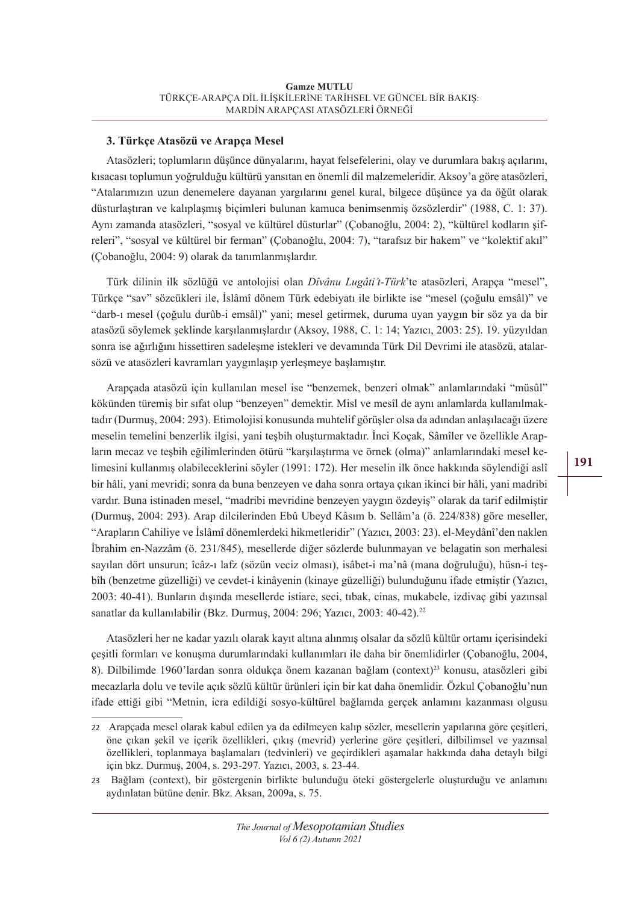### 3. Türkçe Atasözü ve Arapça Mesel

Atasözleri; toplumların düşünce dünyalarını, hayat felsefelerini, olay ve durumlara bakış açılarını, kısacası toplumun yoğrulduğu kültürü yansıtan en önemli dil malzemeleridir. Aksoy'a göre atasözleri, "Atalarımızın uzun denemelere dayanan yargılarını genel kural, bilgece düşünce ya da öğüt olarak düsturlaştıran ve kalıplaşmış biçimleri bulunan kamuca benimsenmiş özsözlerdir" (1988, C. 1: 37). Aynı zamanda atasözleri, "sosyal ve kültürel düsturlar" (Çobanoğlu, 2004: 2), "kültürel kodların şifreleri", "sosyal ve kültürel bir ferman" (Çobanoğlu, 2004: 7), "tarafsız bir hakem" ve "kolektif akıl" (Çobanoğlu, 2004: 9) olarak da tanımlanmışlardır.

Türk dilinin ilk sözlüğü ve antolojisi olan *Dîvânu Lugâti't-Türk*'te atasözleri, Arapça "mesel", Türkçe "sav" sözcükleri ile, İslâmî dönem Türk edebiyatı ile birlikte ise "mesel (çoğulu emsâl)" ve "darb-ı mesel (çoğulu durûb-i emsâl)" yani; mesel getirmek, duruma uyan yaygın bir söz ya da bir atasözü söylemek şeklinde karşılanmışlardır (Aksoy, 1988, C. 1: 14; Yazıcı, 2003: 25). 19. yüzyıldan sonra ise ağırlığını hissettiren sadeleşme istekleri ve devamında Türk Dil Devrimi ile atasözü, atalarsözü ve atasözleri kavramları yaygınlaşıp yerleşmeye başlamıştır.

Arapçada atasözü için kullanılan mesel ise "benzemek, benzeri olmak" anlamlarındaki "müsûl" kökünden türemiş bir sıfat olup "benzeyen" demektir. Misl ve mesîl de aynı anlamlarda kullanılmaktadır (Durmuş, 2004: 293). Etimolojisi konusunda muhtelif görüşler olsa da adından anlaşılacağı üzere meselin temelini benzerlik ilgisi, yani teşbih oluşturmaktadır. İnci Koçak, Sâmîler ve özellikle Arapların mecaz ve teşbih eğilimlerinden ötürü "karşılaştırma ve örnek (olma)" anlamlarındaki mesel kelimesini kullanmış olabileceklerini söyler (1991: 172). Her meselin ilk önce hakkında söylendiği aslî bir hâli, yani mevridi; sonra da buna benzeyen ve daha sonra ortaya çıkan ikinci bir hâli, yani madribi vardır. Buna istinaden mesel, "madribi mevridine benzeyen yaygın özdeyiş" olarak da tarif edilmiştir (Durmuş, 2004: 293). Arap dilcilerinden Ebû Ubeyd Kâsım b. Sellâm'a (ö. 224/838) göre meseller, "Arapların Cahiliye ve İslâmî dönemlerdeki hikmetleridir" (Yazıcı, 2003: 23). el-Meydânî'den naklen İbrahim en-Nazzâm (ö. 231/845), mesellerde diğer sözlerde bulunmayan ve belagatin son merhalesi sayılan dört unsurun; îcâz-ı lafz (sözün veciz olması), isâbet-i ma'nâ (mana doğruluğu), hüsn-i teşbîh (benzetme güzelliği) ve cevdet-i kinâyenin (kinaye güzelliği) bulunduğunu ifade etmiştir (Yazıcı, 2003: 40-41). Bunların dışında mesellerde istiare, seci, tıbak, cinas, mukabele, izdivaç gibi yazınsal sanatlar da kullanılabilir (Bkz. Durmuş, 2004: 296; Yazıcı, 2003: 40-42).[22]

Atasözleri her ne kadar yazılı olarak kayıt altına alınmış olsalar da sözlü kültür ortamı içerisindeki çeşitli formları ve konuşma durumlarındaki kullanımları ile daha bir önemlidirler (Çobanoğlu, 2004, 8). Dilbilimde 1960'lardan sonra oldukça önem kazanan bağlam (context)[23] konusu, atasözleri gibi mecazlarla dolu ve tevile açık sözlü kültür ürünleri için bir kat daha önemlidir. Özkul Çobanoğlu'nun ifade ettiği gibi "Metnin, icra edildiği sosyo-kültürel bağlamda gerçek anlamını kazanması olgusu

---

22 Arapçada mesel olarak kabul edilen ya da edilmeyen kalıp sözler, mesellerin yapılarına göre çeşitleri, öne çıkan şekil ve içerik özellikleri, çıkış (mevrid) yerlerine göre çeşitleri, dilbilimsel ve yazınsal özellikleri, toplanmaya başlamaları (tedvinleri) ve geçirdikleri aşamalar hakkında daha detaylı bilgi için bkz. Durmuş, 2004, s. 293-297. Yazıcı, 2003, s. 23-44.

23 Bağlam (context), bir göstergenin birlikte bulunduğu öteki göstergelerle oluşturduğu ve anlamını aydınlatan bütüne denir. Bkz. Aksan, 2009a, s. 75.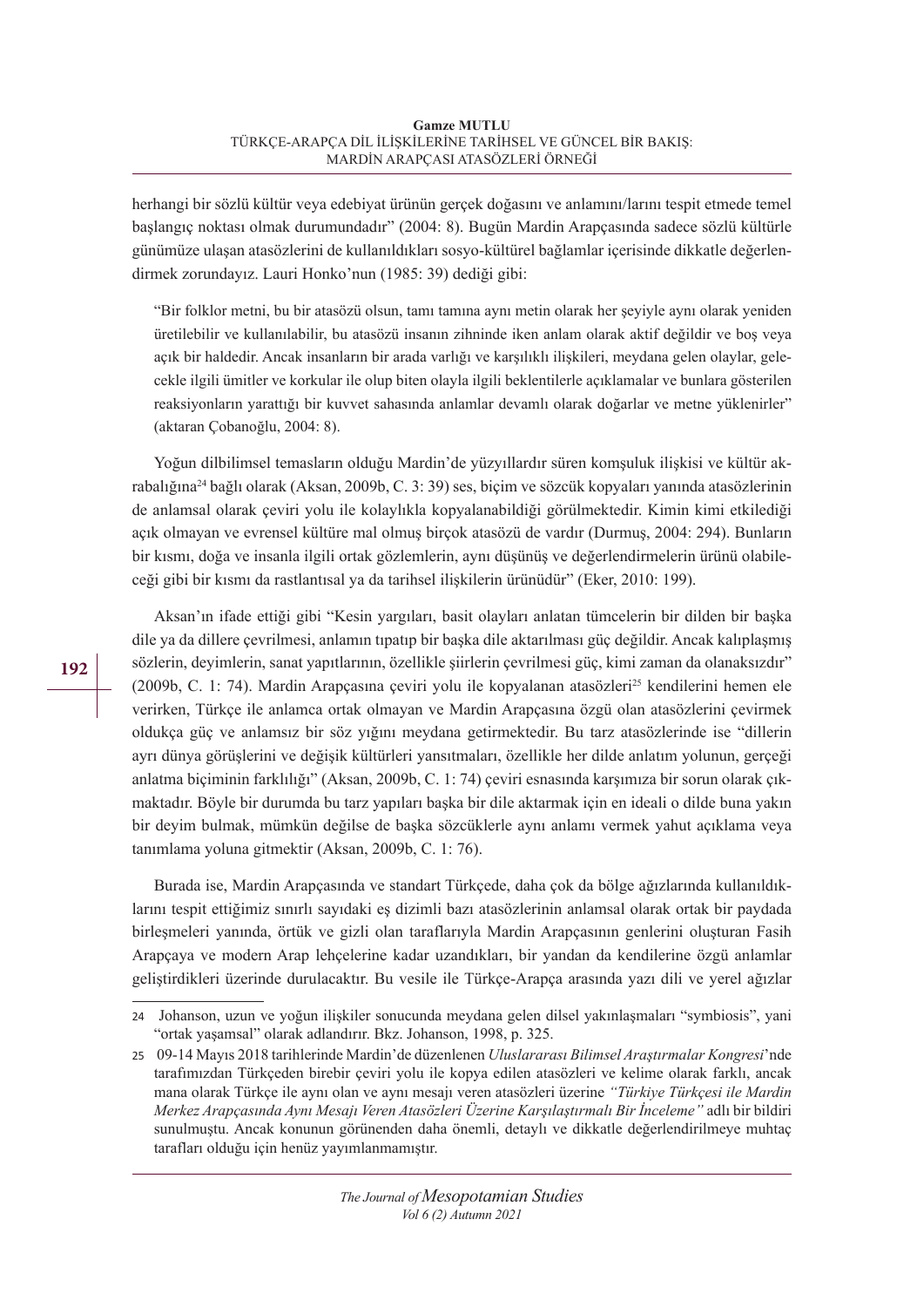herhangi bir sözlü kültür veya edebiyat ürününün gerçek doğasını ve anlamını/larını tespit etmede temel başlangıç noktası olmak durumundadır" (2004: 8). Bugün Mardin Arapçasında sadece sözlü kültürle günümüze ulaşan atasözlerini de kullanıldıkları sosyo-kültürel bağlamlar içerisinde dikkatle değerlendirmek zorundayız. Lauri Honko'nun (1985: 39) dediği gibi:

> "Bir folklor metni, bu bir atasözü olsun, tamı tamına aynı metin olarak her şeyiyle aynı olarak yeniden üretilebilir ve kullanılabilir, bu atasözü insanın zihninde iken anlam olarak aktif değildir ve boş veya açık bir haldedir. Ancak insanların bir arada varlığı ve karşılıklı ilişkileri, meydana gelen olaylar, gelecekle ilgili ümitler ve korkular ile olup biten olayla ilgili beklentilerle açıklamalar ve bunlara gösterilen reaksiyonların yarattığı bir kuvvet sahasında anlamlar devamlı olarak doğarlar ve metne yüklenirler" (aktaran Çobanoğlu, 2004: 8).

Yoğun dilbilimsel temasların olduğu Mardin'de yüzyıllardır süren komşuluk ilişkisi ve kültür akrabalığına[24] bağlı olarak (Aksan, 2009b, C. 3: 39) ses, biçim ve sözcük kopyaları yanında atasözlerinin de anlamsal olarak çeviri yolu ile kolaylıkla kopyalanabildiği görülmektedir. Kimin kimi etkilediği açık olmayan ve evrensel kültüre mal olmuş birçok atasözü de vardır (Durmuş, 2004: 294). Bunların bir kısmı, doğa ve insanla ilgili ortak gözlemlerin, aynı düşünüş ve değerlendirmelerin ürünü olabileceği gibi bir kısmı da rastlantısal ya da tarihsel ilişkilerin ürünüdür" (Eker, 2010: 199).

Aksan'ın ifade ettiği gibi "Kesin yargıları, basit olayları anlatan tümcelerin bir dilden bir başka dile ya da dillere çevrilmesi, anlamın tıpatıp bir başka dile aktarılması güç değildir. Ancak kalıplaşmış sözlerin, deyimlerin, sanat yapıtlarının, özellikle şiirlerin çevrilmesi güç, kimi zaman da olanaksızdır" (2009b, C. 1: 74). Mardin Arapçasına çeviri yolu ile kopyalanan atasözleri[25] kendilerini hemen ele verirken, Türkçe ile anlamca ortak olmayan ve Mardin Arapçasına özgü olan atasözlerini çevirmek oldukça güç ve anlamsız bir söz yığını meydana getirmektedir. Bu tarz atasözlerinde ise "dillerin ayrı dünya görüşlerini ve değişik kültürleri yansıtmaları, özellikle her dilde anlatım yolunun, gerçeği anlatma biçiminin farklılığı" (Aksan, 2009b, C. 1: 74) çeviri esnasında karşımıza bir sorun olarak çıkmaktadır. Böyle bir durumda bu tarz yapıları başka bir dile aktarmak için en ideali o dilde buna yakın bir deyim bulmak, mümkün değilse de başka sözcüklerle aynı anlamı vermek yahut açıklama veya tanımlama yoluna gitmektir (Aksan, 2009b, C. 1: 76).

Burada ise, Mardin Arapçasında ve standart Türkçede, daha çok da bölge ağızlarında kullanıldıklarını tespit ettiğimiz sınırlı sayıdaki eş dizimli bazı atasözlerinin anlamsal olarak ortak bir paydada birleşmeleri yanında, örtük ve gizli olan taraflarıyla Mardin Arapçasının genlerini oluşturan Fasih Arapçaya ve modern Arap lehçelerine kadar uzandıkları, bir yandan da kendilerine özgü anlamlar geliştirdikleri üzerinde durulacaktır. Bu vesile ile Türkçe-Arapça arasında yazı dili ve yerel ağızlar

---

[24] Johanson, uzun ve yoğun ilişkiler sonucunda meydana gelen dilsel yakınlaşmaları "symbiosis", yani "ortak yaşamsal" olarak adlandırır. Bkz. Johanson, 1998, p. 325.

[25] 09-14 Mayıs 2018 tarihlerinde Mardin'de düzenlenen *Uluslararası Bilimsel Araştırmalar Kongresi*'nde tarafımızdan Türkçeden birebir çeviri yolu ile kopya edilen atasözleri ve kelime olarak farklı, ancak mana olarak Türkçe ile aynı olan ve aynı mesajı veren atasözleri üzerine *"Türkiye Türkçesi ile Mardin Merkez Arapçasında Aynı Mesajı Veren Atasözleri Üzerine Karşılaştırmalı Bir İnceleme"* adlı bir bildiri sunulmuştu. Ancak konunun görünenden daha önemli, detaylı ve dikkatle değerlendirilmeye muhtaç tarafları olduğu için henüz yayımlanmamıştır.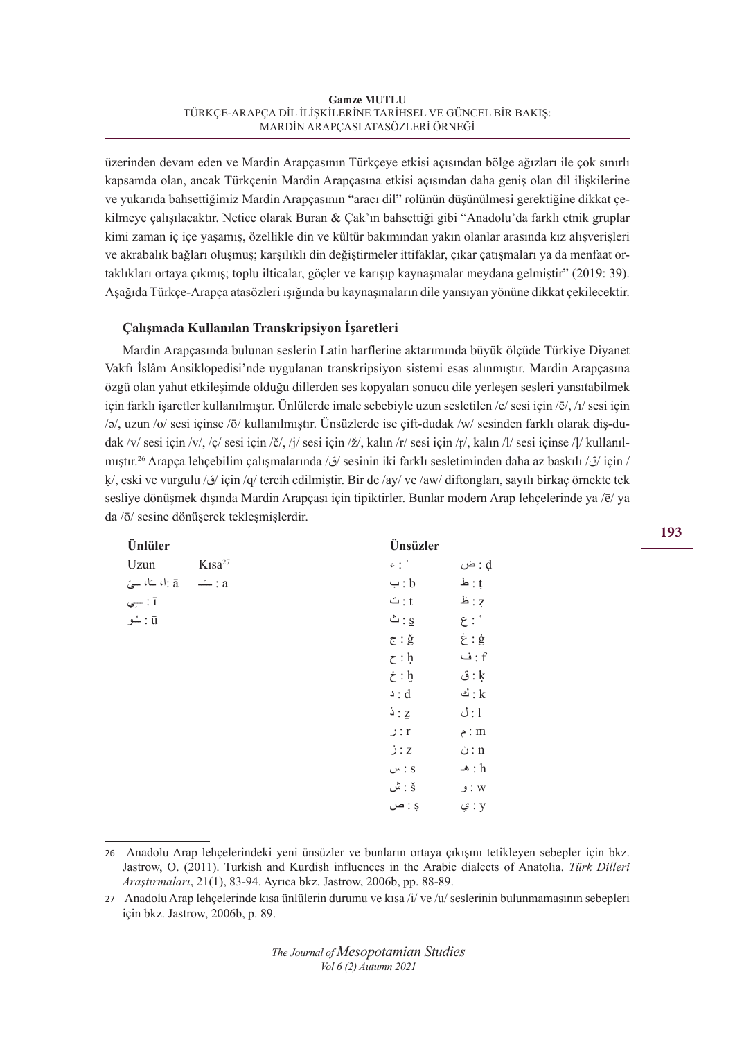üzerinden devam eden ve Mardin Arapçasının Türkçeye etkisi açısından bölge ağızları ile çok sınırlı kapsamda olan, ancak Türkçenin Mardin Arapçasına etkisi açısından daha geniş olan dil ilişkilerine ve yukarıda bahsettiğimiz Mardin Arapçasının "aracı dil" rolünün düşünülmesi gerektiğine dikkat çekilmeye çalışılacaktır. Netice olarak Buran & Çak'ın bahsettiği gibi "Anadolu'da farklı etnik gruplar kimi zaman iç içe yaşamış, özellikle din ve kültür bakımından yakın olanlar arasında kız alışverişleri ve akrabalık bağları oluşmuş; karşılıklı din değiştirmeler ittifaklar, çıkar çatışmaları ya da menfaat ortaklıkları ortaya çıkmış; toplu iltica­lar, göçler ve karışıp kaynaşmalar meydana gelmiştir" (2019: 39). Aşağıda Türkçe-Arapça atasözleri ışığında bu kaynaşmaların dile yansıyan yönüne dikkat çekilecektir.

### Çalışmada Kullanılan Transkripsiyon İşaretleri

Mardin Arapçasında bulunan seslerin Latin harflerine aktarımında büyük ölçüde Türkiye Diyanet Vakfı İslâm Ansiklopedisi'nde uygulanan transkripsiyon sistemi esas alınmıştır. Mardin Arapçasına özgü olan yahut etkileşimde olduğu dillerden ses kopyaları sonucu dile yerleşen sesleri yansıtabilmek için farklı işaretler kullanılmıştır. Ünlülerde imale sebebiyle uzun sesletilen /e/ sesi için /ē/, /ı/ sesi için /ə/, uzun /o/ sesi içinse /ō/ kullanılmıştır. Ünsüzlerde ise çift-dudak /w/ sesinden farklı olarak diş-dudak /v/ sesi için /v/, /ç/ sesi için /č/, /j/ sesi için /ž/, kalın /r/ sesi için /ṛ/, kalın /l/ sesi içinse /ḷ/ kullanılmıştır.[26] Arapça lehçebilim çalışmalarında /ق/ sesinin iki farklı sesletiminden daha az baskılı /ق/ için /ḳ/, eski ve vurgulu /ق/ için /q/ tercih edilmiştir. Bir de /ay/ ve /aw/ diftongları, sayılı birkaç örnekte tek sesliye dönüşmek dışında Mardin Arapçası için tipiktirler. Bunlar modern Arap lehçelerinde ya /ē/ ya da /ō/ sesine dönüşerek tekleşmişlerdir.

**Ünlüler**

| Uzun | Kısa[27] |
|---|---|
| ا، ـَا، ـَى : ā | ـَ : a |
| ـِي : ī | |
| ـُو : ū | |

**Ünsüzler**

| | |
|---|---|
| ء : ʾ | ض : ḍ |
| ب : b | ط : ṭ |
| ت : t | ظ : ẓ |
| ث : s̱ | ع : ʿ |
| ج : ğ | غ : ġ |
| ح : ḥ | ف : f |
| خ : ḫ | ق : ḳ |
| د : d | ك : k |
| ذ : ẕ | ل : l |
| ر : r | م : m |
| ز : z | ن : n |
| س : s | هـ : h |
| ش : š | و : w |
| ص : ṣ | ي : y |

---

26 Anadolu Arap lehçelerindeki yeni ünsüzler ve bunların ortaya çıkışını tetikleyen sebepler için bkz. Jastrow, O. (2011). Turkish and Kurdish influences in the Arabic dialects of Anatolia. *Türk Dilleri Araştırmaları*, 21(1), 83-94. Ayrıca bkz. Jastrow, 2006b, pp. 88-89.

27 Anadolu Arap lehçelerinde kısa ünlülerin durumu ve kısa /i/ ve /u/ seslerinin bulunmamasının sebepleri için bkz. Jastrow, 2006b, p. 89.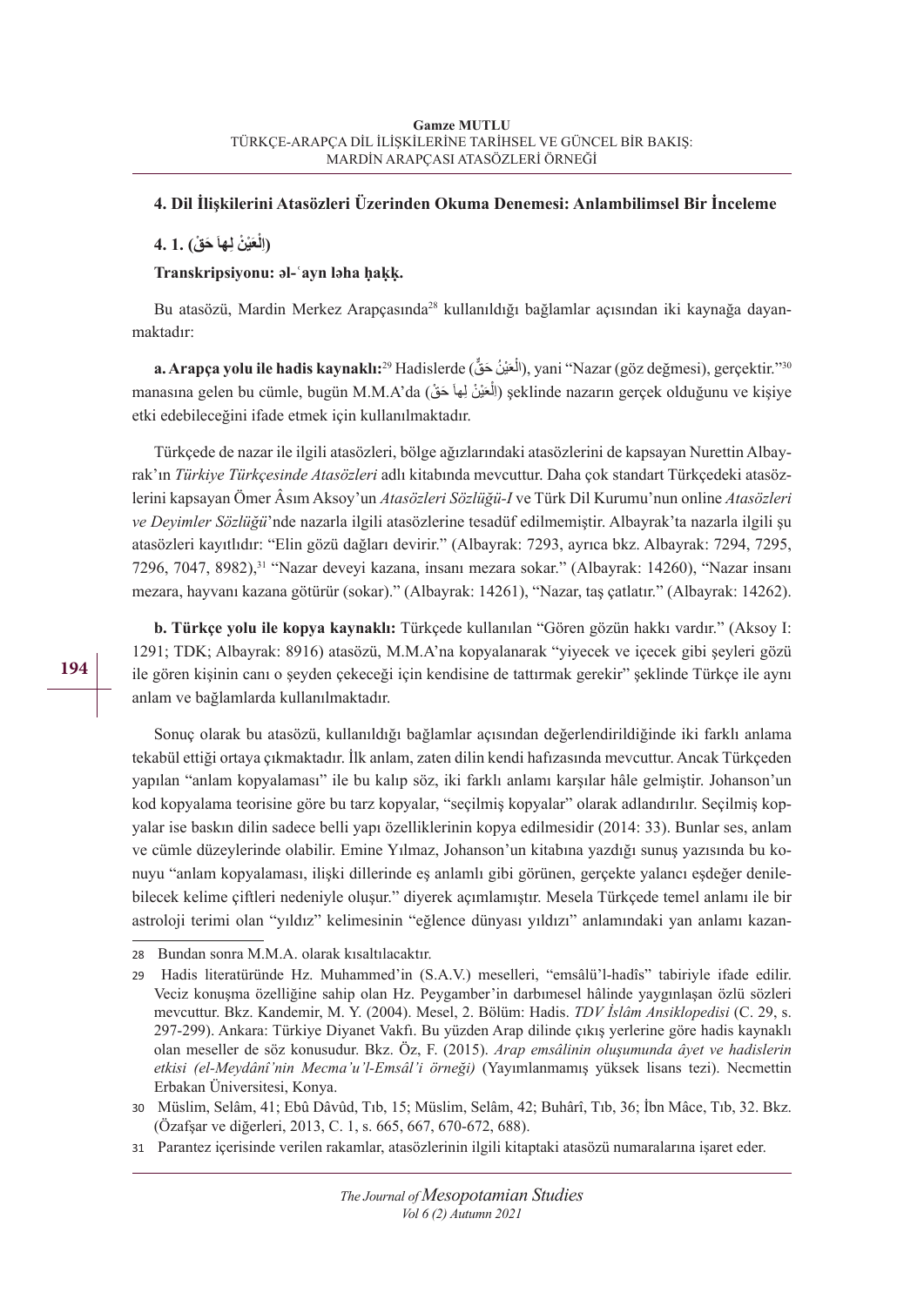## 4. Dil İlişkilerini Atasözleri Üzerinden Okuma Denemesi: Anlambilimsel Bir İnceleme

### 4. 1. (اَلْعَيْنْ لِها حَقْ)

**Transkripsiyonu: əl-ʿayn ləha ḥaḳḳ.**

Bu atasözü, Mardin Merkez Arapçasında[28] kullanıldığı bağlamlar açısından iki kaynağa dayanmaktadır:

**a. Arapça yolu ile hadis kaynaklı:**[29] Hadislerde (اَلْعَيْنُ حَقٌّ), yani "Nazar (göz değmesi), gerçektir."[30] manasına gelen bu cümle, bugün M.M.A'da (اَلْعَيْنْ لِها حَقْ) şeklinde nazarın gerçek olduğunu ve kişiye etki edebileceğini ifade etmek için kullanılmaktadır.

Türkçede de nazar ile ilgili atasözleri, bölge ağızlarındaki atasözlerini de kapsayan Nurettin Albayrak'ın *Türkiye Türkçesinde Atasözleri* adlı kitabında mevcuttur. Daha çok standart Türkçedeki atasözlerini kapsayan Ömer Âsım Aksoy'un *Atasözleri Sözlüğü-I* ve Türk Dil Kurumu'nun online *Atasözleri ve Deyimler Sözlüğü*'nde nazarla ilgili atasözlerine tesadüf edilmemiştir. Albayrak'ta nazarla ilgili şu atasözleri kayıtlıdır: "Elin gözü dağları devirir." (Albayrak: 7293, ayrıca bkz. Albayrak: 7294, 7295, 7296, 7047, 8982),[31] "Nazar deveyi kazana, insanı mezara sokar." (Albayrak: 14260), "Nazar insanı mezara, hayvanı kazana götürür (sokar)." (Albayrak: 14261), "Nazar, taş çatlatır." (Albayrak: 14262).

**b. Türkçe yolu ile kopya kaynaklı:** Türkçede kullanılan "Gören gözün hakkı vardır." (Aksoy I: 1291; TDK; Albayrak: 8916) atasözü, M.M.A'na kopyalanarak "yiyecek ve içecek gibi şeyleri gözü ile gören kişinin canı o şeyden çekeceği için kendisine de tattırmak gerekir" şeklinde Türkçe ile aynı anlam ve bağlamlarda kullanılmaktadır.

Sonuç olarak bu atasözü, kullanıldığı bağlamlar açısından değerlendirildiğinde iki farklı anlama tekabül ettiği ortaya çıkmaktadır. İlk anlam, zaten dilin kendi hafızasında mevcuttur. Ancak Türkçeden yapılan "anlam kopyalaması" ile bu kalıp söz, iki farklı anlamı karşılar hâle gelmiştir. Johanson'un kod kopyalama teorisine göre bu tarz kopyalar, "seçilmiş kopyalar" olarak adlandırılır. Seçilmiş kopyalar ise baskın dilin sadece belli yapı özelliklerinin kopya edilmesidir (2014: 33). Bunlar ses, anlam ve cümle düzeylerinde olabilir. Emine Yılmaz, Johanson'un kitabına yazdığı sunuş yazısında bu konuyu "anlam kopyalaması, ilişki dillerinde eş anlamlı gibi görünen, gerçekte yalancı eşdeğer denilebilecek kelime çiftleri nedeniyle oluşur." diyerek açımlamıştır. Mesela Türkçede temel anlamı ile bir astroloji terimi olan "yıldız" kelimesinin "eğlence dünyası yıldızı" anlamındaki yan anlamı kazan-

---

28 Bundan sonra M.M.A. olarak kısaltılacaktır.

29 Hadis literatüründe Hz. Muhammed'in (S.A.V.) meselleri, "emsâlü'l-hadîs" tabiriyle ifade edilir. Veciz konuşma özelliğine sahip olan Hz. Peygamber'in darbımesel hâlinde yaygınlaşan özlü sözleri mevcuttur. Bkz. Kandemir, M. Y. (2004). Mesel, 2. Bölüm: Hadis. *TDV İslâm Ansiklopedisi* (C. 29, s. 297-299). Ankara: Türkiye Diyanet Vakfı. Bu yüzden Arap dilinde çıkış yerlerine göre hadis kaynaklı olan meseller de söz konusudur. Bkz. Öz, F. (2015). *Arap emsâlinin oluşumunda âyet ve hadislerin etkisi (el-Meydânî'nin Mecma'u'l-Emsâl'i örneği)* (Yayımlanmamış yüksek lisans tezi). Necmettin Erbakan Üniversitesi, Konya.

30 Müslim, Selâm, 41; Ebû Dâvûd, Tıb, 15; Müslim, Selâm, 42; Buhârî, Tıb, 36; İbn Mâce, Tıb, 32. Bkz. (Özafşar ve diğerleri, 2013, C. 1, s. 665, 667, 670-672, 688).

31 Parantez içerisinde verilen rakamlar, atasözlerinin ilgili kitaptaki atasözü numaralarına işaret eder.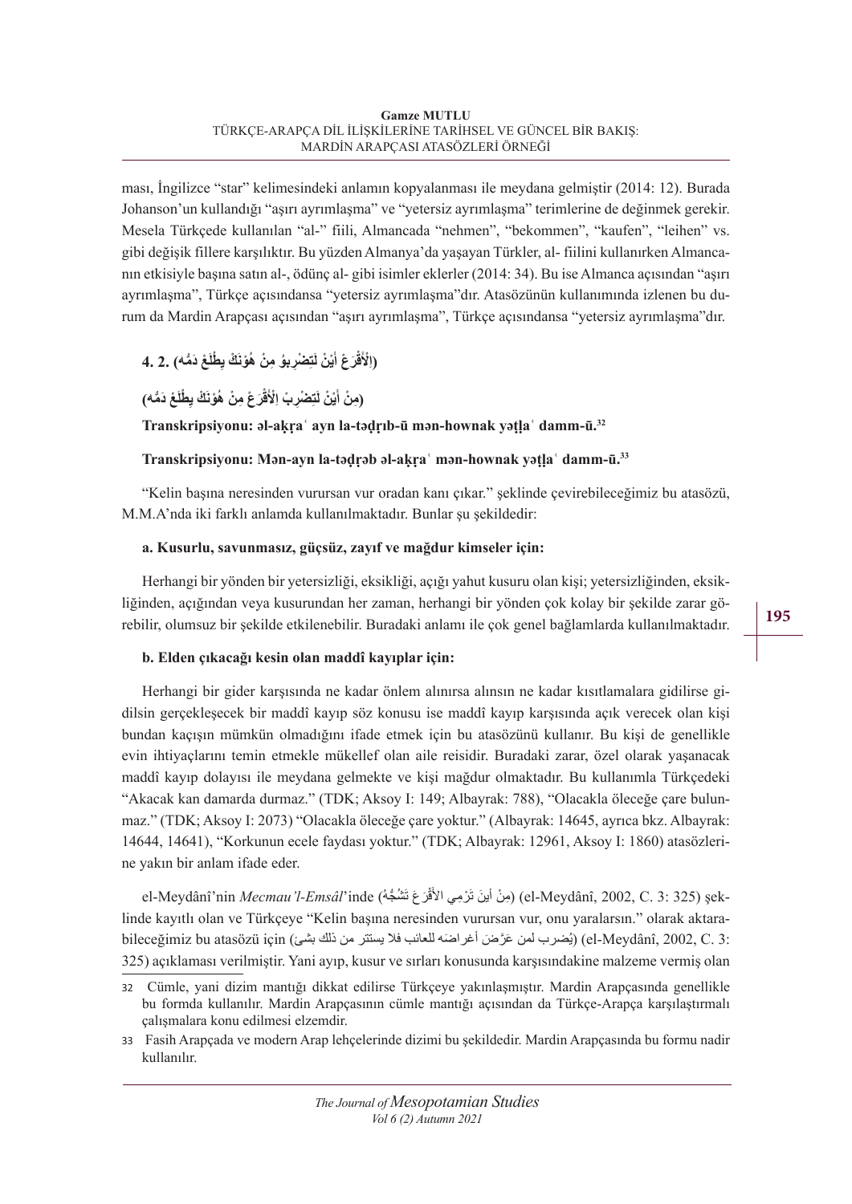ması, İngilizce "star" kelimesindeki anlamın kopyalanması ile meydana gelmiştir (2014: 12). Burada Johanson'un kullandığı "aşırı ayrımlaşma" ve "yetersiz ayrımlaşma" terimlerine de değinmek gerekir. Mesela Türkçede kullanılan "al-" fiili, Almancada "nehmen", "bekommen", "kaufen", "leihen" vs. gibi değişik fillere karşılıktır. Bu yüzden Almanya'da yaşayan Türkler, al- fiilini kullanırken Almancanın etkisiyle başına satın al-, ödünç al- gibi isimler eklerler (2014: 34). Bu ise Almanca açısından "aşırı ayrımlaşma", Türkçe açısındansa "yetersiz ayrımlaşma"dır. Atasözünün kullanımında izlenen bu durum da Mardin Arapçası açısından "aşırı ayrımlaşma", Türkçe açısındansa "yetersiz ayrımlaşma"dır.

## 4. 2. (اَلْأَقْرَعْ أَيْنْ لَتِضْرِبوُ مِنْ هُوْنَكْ بِطْلَعْ دَمُّه)

**(مِنْ أَيْنْ لَتِضْرِبْ اَلْأَقْرَعْ مِنْ هُوْنَكْ بِطْلَعْ دَمُّه)**

**Transkripsiyonu: əl-aḳraʿ ayn la-təḍrıb-ū mən-hownak yəṭlaʿ damm-ū.**[32]

**Transkripsiyonu: Mən-ayn la-təḍrəb əl-aḳraʿ mən-hownak yəṭlaʿ damm-ū.**[33]

"Kelin başına neresinden vurursan vur oradan kanı çıkar." şeklinde çevirebileceğimiz bu atasözü, M.M.A'nda iki farklı anlamda kullanılmaktadır. Bunlar şu şekildedir:

**a. Kusurlu, savunmasız, güçsüz, zayıf ve mağdur kimseler için:**

Herhangi bir yönden bir yetersizliği, eksikliği, açığı yahut kusuru olan kişi; yetersizliğinden, eksikliğinden, açığından veya kusurundan her zaman, herhangi bir yönden çok kolay bir şekilde zarar görebilir, olumsuz bir şekilde etkilenebilir. Buradaki anlamı ile çok genel bağlamlarda kullanılmaktadır.

**b. Elden çıkacağı kesin olan maddî kayıplar için:**

Herhangi bir gider karşısında ne kadar önlem alınırsa alınsın ne kadar kısıtlamalara gidilirse gidilsin gerçekleşecek bir maddî kayıp söz konusu ise maddî kayıp karşısında açık verecek olan kişi bundan kaçışın mümkün olmadığını ifade etmek için bu atasözünü kullanır. Bu kişi de genellikle evin ihtiyaçlarını temin etmekle mükellef olan aile reisidir. Buradaki zarar, özel olarak yaşanacak maddî kayıp dolayısı ile meydana gelmekte ve kişi mağdur olmaktadır. Bu kullanımla Türkçedeki "Akacak kan damarda durmaz." (TDK; Aksoy I: 149; Albayrak: 788), "Olacakla öleceğe çare bulunmaz." (TDK; Aksoy I: 2073) "Olacakla öleceğe çare yoktur." (Albayrak: 14645, ayrıca bkz. Albayrak: 14644, 14641), "Korkunun ecele faydası yoktur." (TDK; Albayrak: 12961, Aksoy I: 1860) atasözlerine yakın bir anlam ifade eder.

el-Meydânî'nin *Mecmau'l-Emsâl*'inde (مِنْ أينَ تَرْمِي الأَقْرَعَ تَشُجُّهُ) (el-Meydânî, 2002, C. 3: 325) şeklinde kayıtlı olan ve Türkçeye "Kelin başına neresinden vurursan vur, onu yaralarsın." olarak aktarabileceğimiz bu atasözü için (يُضرب لمن عَرَّضَ أغراضَه للعائب فلا يستتر من ذلك بشئ) (el-Meydânî, 2002, C. 3: 325) açıklaması verilmiştir. Yani ayıp, kusur ve sırları konusunda karşısındakine malzeme vermiş olan

---

32 Cümle, yani dizim mantığı dikkat edilirse Türkçeye yakınlaşmıştır. Mardin Arapçasında genellikle bu formda kullanılır. Mardin Arapçasının cümle mantığı açısından da Türkçe-Arapça karşılaştırmalı çalışmalara konu edilmesi elzemdir.

33 Fasih Arapçada ve modern Arap lehçelerinde dizimi bu şekildedir. Mardin Arapçasında bu formu nadir kullanılır.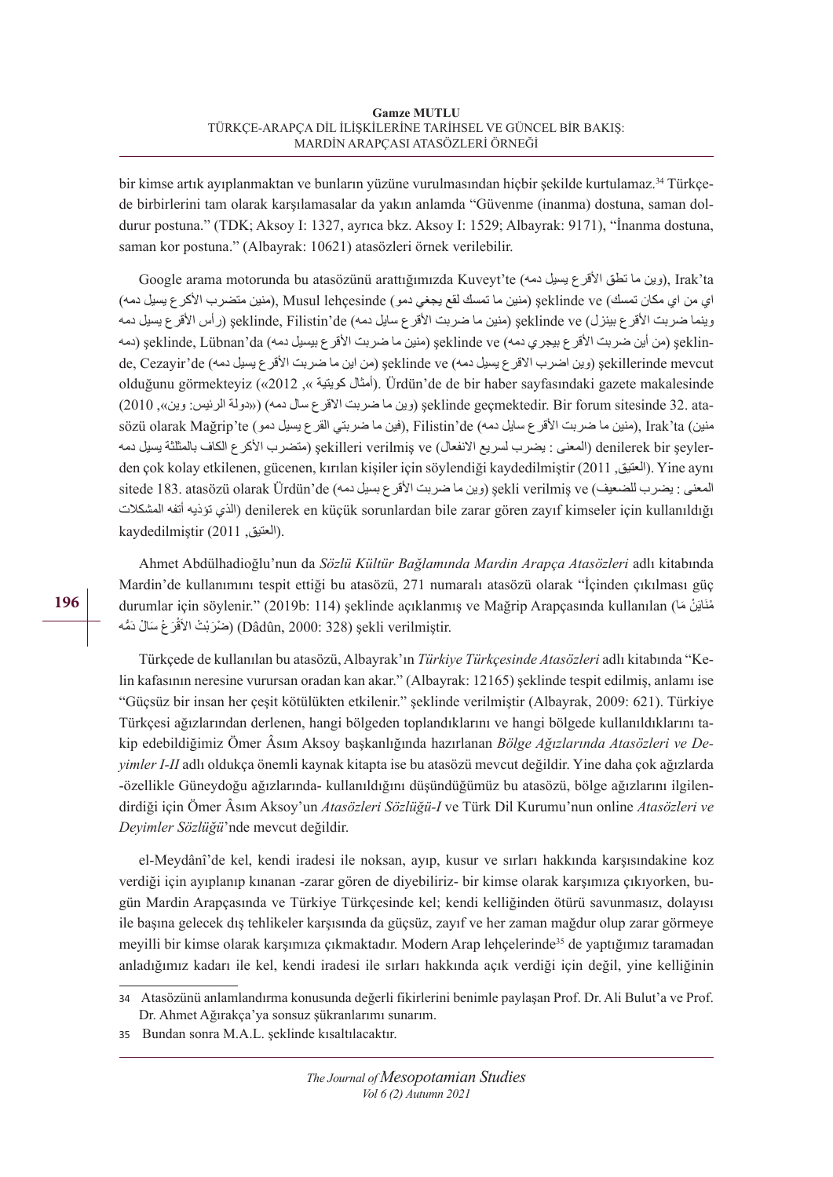bir kimse artık ayıplanmaktan ve bunların yüzüne vurulmasından hiçbir şekilde kurtulamaz.[34] Türkçede birbirlerini tam olarak karşılamasalar da yakın anlamda “Güvenme (inanma) dostuna, saman doldurur postuna.” (TDK; Aksoy I: 1327, ayrıca bkz. Aksoy I: 1529; Albayrak: 9171), “İnanma dostuna, saman kor postuna.” (Albayrak: 10621) atasözleri örnek verilebilir.

Google arama motorunda bu atasözünü arattığımızda Kuveyt’te (وين ما تطق الأقرع يسيل دمه), Irak’ta (منين متضرب الأكرع يسيل دمه), Musul lehçesinde (منين ما تمسك لقع يجعي دمو) şeklinde ve (اي من اي مكان تمسك) وينما ضربت الأقرع بينزل) şeklinde, Filistin’de (منين ما ضربت الأقرع سايل دمه) şeklinde ve (رأس الأقرع يسيل دمه) şeklinde, Lübnan’da (منين ما ضربت الأقرع بيسيل دمه) şeklinde ve (من أين ضربت الأقرع بيجري دمه) şeklinde, Cezayir’de (من اين ما ضربت الأقرع يسيل دمه) şeklinde ve (وين اضرب الاقرع يسيل دمه) şekillerinde mevcut olduğunu görmekteyiz («أمثال كويتية », 2012). Ürdün’de de bir haber sayfasındaki gazete makalesinde (وين ما ضربت الاقرع سال دمه) şeklinde geçmektedir («دولة الرئيس: وين», 2010). Bir forum sitesinde 32. atasözü olarak Mağrip’te (فين ما ضربتي القرع يسيل دمو), Filistin’de (منين ما ضربت الأقرع سايل دمه), Irak’ta (منين متضرب الأكرع الكاف بالمثلثة يسيل دمه) şekilleri verilmiş ve (المعنى : يضرب لسريع الانفعال) denilerek bir şeylerden çok kolay etkilenen, gücenen, kırılan kişiler için söylendiği kaydedilmiştir (العتيق, 2011). Yine aynı sitede 183. atasözü olarak Ürdün’de (وين ما ضربت الأقرع بسيل دمه) şekli verilmiş ve (المعنى : يضرب للضعيف الذي تؤذيه أتفه المشكلات) denilerek en küçük sorunlardan bile zarar gören zayıf kimseler için kullanıldığı kaydedilmiştir (العتيق, 2011).

Ahmet Abdülhadioğlu’nun da *Sözlü Kültür Bağlamında Mardin Arapça Atasözleri* adlı kitabında Mardin’de kullanımını tespit ettiği bu atasözü, 271 numaralı atasözü olarak “İçinden çıkılması güç durumlar için söylenir.” (2019b: 114) şeklinde açıklanmış ve Mağrip Arapçasında kullanılan (مْنَايْنْ مَا ضْرَبْتْ الأَقْرَعْ سَالْ دَمُّه) (Dâdûn, 2000: 328) şekli verilmiştir.

Türkçede de kullanılan bu atasözü, Albayrak’ın *Türkiye Türkçesinde Atasözleri* adlı kitabında “Kelin kafasının neresine vurursan oradan kan akar.” (Albayrak: 12165) şeklinde tespit edilmiş, anlamı ise “Güçsüz bir insan her çeşit kötülükten etkilenir.” şeklinde verilmiştir (Albayrak, 2009: 621). Türkiye Türkçesi ağızlarından derlenen, hangi bölgeden toplandıklarını ve hangi bölgede kullanıldıklarını takip edebildiğimiz Ömer Âsım Aksoy başkanlığında hazırlanan *Bölge Ağızlarında Atasözleri ve Deyimler I-II* adlı oldukça önemli kaynak kitapta ise bu atasözü mevcut değildir. Yine daha çok ağızlarda -özellikle Güneydoğu ağızlarında- kullanıldığını düşündüğümüz bu atasözü, bölge ağızlarını ilgilendirdiği için Ömer Âsım Aksoy’un *Atasözleri Sözlüğü-I* ve Türk Dil Kurumu’nun online *Atasözleri ve Deyimler Sözlüğü*’nde mevcut değildir.

el-Meydânî’de kel, kendi iradesi ile noksan, ayıp, kusur ve sırları hakkında karşısındakine koz verdiği için ayıplanıp kınanan -zarar gören de diyebiliriz- bir kimse olarak karşımıza çıkıyorken, bugün Mardin Arapçasında ve Türkiye Türkçesinde kel; kendi kelliğinden ötürü savunmasız, dolayısı ile başına gelecek dış tehlikeler karşısında da güçsüz, zayıf ve her zaman mağdur olup zarar görmeye meyilli bir kimse olarak karşımıza çıkmaktadır. Modern Arap lehçelerinde[35] de yaptığımız taramadan anladığımız kadarı ile kel, kendi iradesi ile sırları hakkında açık verdiği için değil, yine kelliğinin

---

34 Atasözünü anlamlandırma konusunda değerli fikirlerini benimle paylaşan Prof. Dr. Ali Bulut’a ve Prof. Dr. Ahmet Ağırakça’ya sonsuz şükranlarımı sunarım.

35 Bundan sonra M.A.L. şeklinde kısaltılacaktır.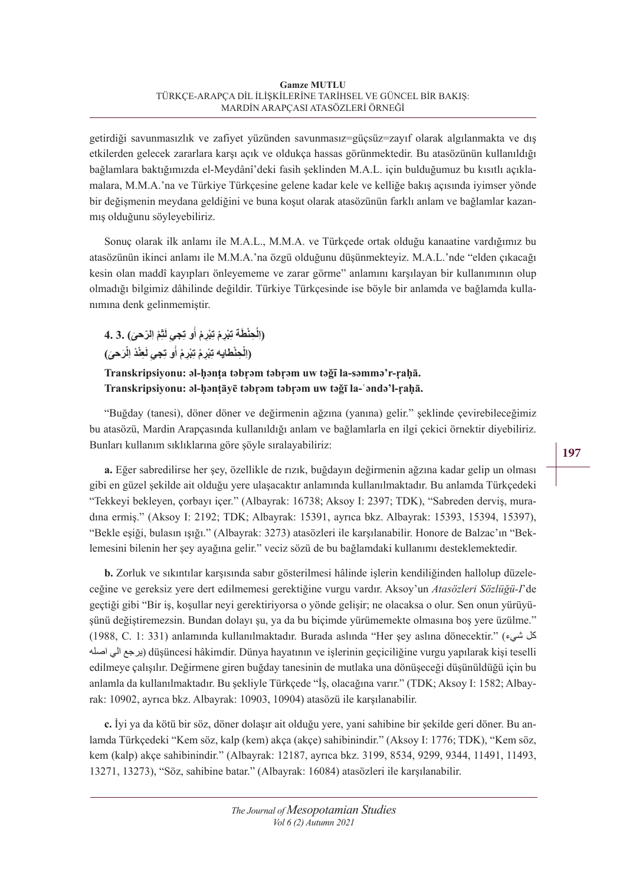getirdiği savunmasızlık ve zafiyet yüzünden savunmasız=güçsüz=zayıf olarak algılanmakta ve dış etkilerden gelecek zararlara karşı açık ve oldukça hassas görünmektedir. Bu atasözünün kullanıldığı bağlamlara baktığımızda el-Meydânî'deki fasih şeklinden M.A.L. için bulduğumuz bu kısıtlı açıklamalara, M.M.A.'na ve Türkiye Türkçesine gelene kadar kele ve kelliğe bakış açısında iyimser yönde bir değişmenin meydana geldiğini ve buna koşut olarak atasözünün farklı anlam ve bağlamlar kazanmış olduğunu söyleyebiliriz.

Sonuç olarak ilk anlamı ile M.A.L., M.M.A. ve Türkçede ortak olduğu kanaatine vardığımız bu atasözünün ikinci anlamı ile M.M.A.'na özgü olduğunu düşünmekteyiz. M.A.L.'nde "elden çıkacağı kesin olan maddî kayıpları önleyememe ve zarar görme" anlamını karşılayan bir kullanımının olup olmadığı bilgimiz dâhilinde değildir. Türkiye Türkçesinde ise böyle bir anlamda ve bağlamda kullanımına denk gelinmemiştir.

### 4. 3. (الْحِنْطَةَ تبْرِمْ تبْرِمْ أو تِجي لَثِمْ الرَحىَ)

### (الْحِنْطايه تبْرِمْ تبْرِمْ أو تِجي لعِنْدْ الْرَحىَ)

**Transkripsiyonu: əl-ḥənṭa təbṛəm təbṛəm uw təǧī la-səmmə'r-ṛaḥā.**
**Transkripsiyonu: əl-ḥənṭāyē təbṛəm təbṛəm uw təǧī la-ʿəndə'l-ṛaḥā.**

"Buğday (tanesi), döner döner ve değirmenin ağzına (yanına) gelir." şeklinde çevirebileceğimiz bu atasözü, Mardin Arapçasında kullanıldığı anlam ve bağlamlarla en ilgi çekici örnektir diyebiliriz. Bunları kullanım sıklıklarına göre şöyle sıralayabiliriz:

**a.** Eğer sabredilirse her şey, özellikle de rızık, buğdayın değirmenin ağzına kadar gelip un olması gibi en güzel şekilde ait olduğu yere ulaşacaktır anlamında kullanılmaktadır. Bu anlamda Türkçedeki "Tekkeyi bekleyen, çorbayı içer." (Albayrak: 16738; Aksoy I: 2397; TDK), "Sabreden derviş, muradına ermiş." (Aksoy I: 2192; TDK; Albayrak: 15391, ayrıca bkz. Albayrak: 15393, 15394, 15397), "Bekle eşiği, bulasın ışığı." (Albayrak: 3273) atasözleri ile karşılanabilir. Honore de Balzac'ın "Beklemesini bilenin her şey ayağına gelir." veciz sözü de bu bağlamdaki kullanımı desteklemektedir.

**b.** Zorluk ve sıkıntılar karşısında sabır gösterilmesi hâlinde işlerin kendiliğinden hallolup düzeleceğine ve gereksiz yere dert edilmemesi gerektiğine vurgu vardır. Aksoy'un *Atasözleri Sözlüğü-I*'de geçtiği gibi "Bir iş, koşullar neyi gerektiriyorsa o yönde gelişir; ne olacaksa o olur. Sen onun yürüyüşünü değiştiremezsin. Bundan dolayı şu, ya da bu biçimde yürümemekte olmasına boş yere üzülme." (1988, C. 1: 331) anlamında kullanılmaktadır. Burada aslında "Her şey aslına dönecektir." (كل شيء يرجع الي اصله) düşüncesi hâkimdir. Dünya hayatının ve işlerinin geçiciliğine vurgu yapılarak kişi teselli edilmeye çalışılır. Değirmene giren buğday tanesinin de mutlaka una dönüşeceği düşünüldüğü için bu anlamla da kullanılmaktadır. Bu şekliyle Türkçede "İş, olacağına varır." (TDK; Aksoy I: 1582; Albayrak: 10902, ayrıca bkz. Albayrak: 10903, 10904) atasözü ile karşılanabilir.

**c.** İyi ya da kötü bir söz, döner dolaşır ait olduğu yere, yani sahibine bir şekilde geri döner. Bu anlamda Türkçedeki "Kem söz, kalp (kem) akça (akçe) sahibinindir." (Aksoy I: 1776; TDK), "Kem söz, kem (kalp) akçe sahibinindir." (Albayrak: 12187, ayrıca bkz. 3199, 8534, 9299, 9344, 11491, 11493, 13271, 13273), "Söz, sahibine batar." (Albayrak: 16084) atasözleri ile karşılanabilir.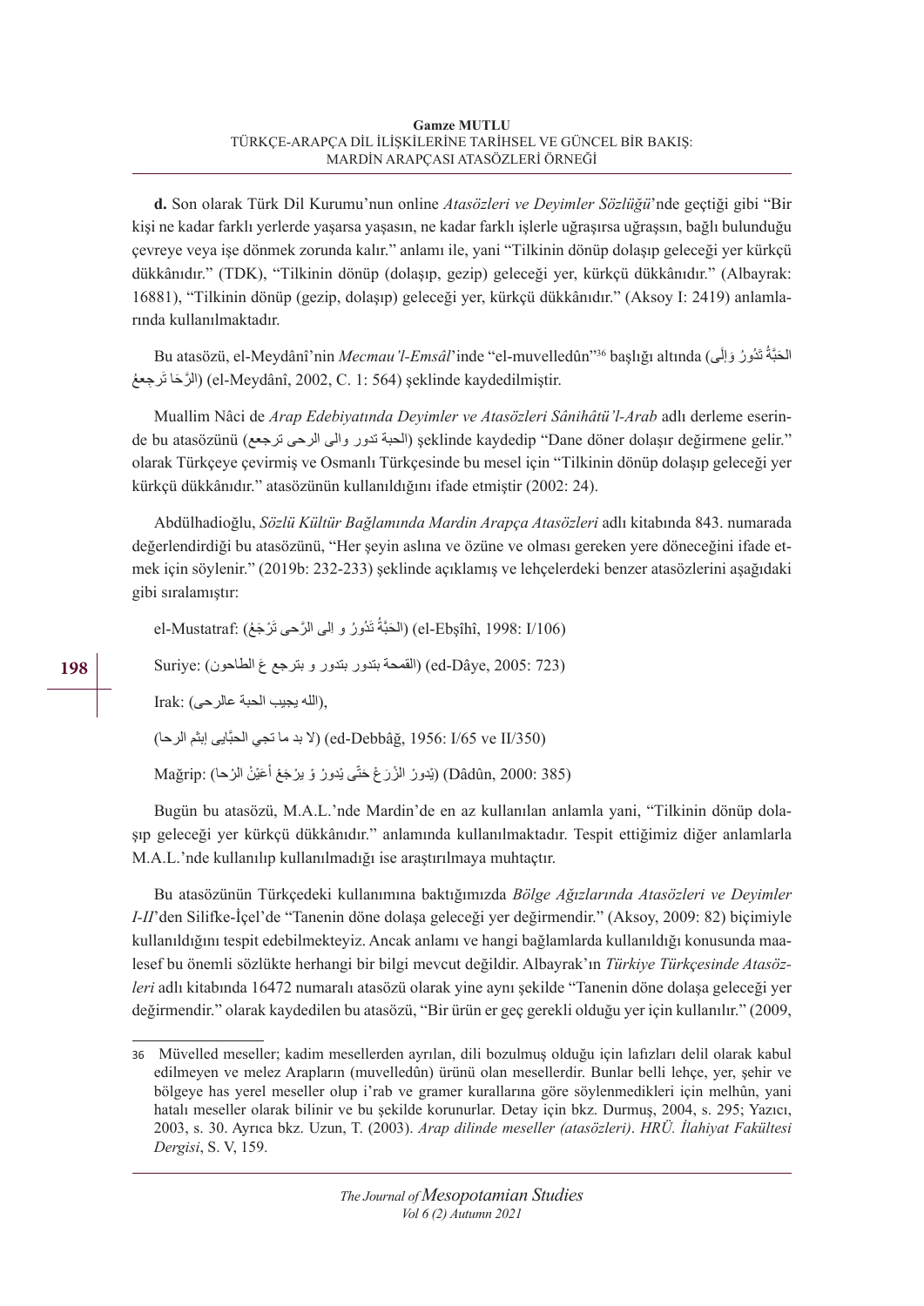**d.** Son olarak Türk Dil Kurumu'nun online *Atasözleri ve Deyimler Sözlüğü*'nde geçtiği gibi "Bir kişi ne kadar farklı yerlerde yaşarsa yaşasın, ne kadar farklı işlerle uğraşırsa uğraşsın, bağlı bulunduğu çevreye veya işe dönmek zorunda kalır." anlamı ile, yani "Tilkinin dönüp dolaşıp geleceği yer kürkçü dükkânıdır." (TDK), "Tilkinin dönüp (dolaşıp, gezip) geleceği yer, kürkçü dükkânıdır." (Albayrak: 16881), "Tilkinin dönüp (gezip, dolaşıp) geleceği yer, kürkçü dükkânıdır." (Aksoy I: 2419) anlamlarında kullanılmaktadır.

Bu atasözü, el-Meydânî'nin *Mecmau'l-Emsâl*'inde "el-muvelledûn"[36] başlığı altında (الحَبَّةُ تَدُورُ وَإِلَى الرَّحَا تَرجِعُ) (el-Meydânî, 2002, C. 1: 564) şeklinde kaydedilmiştir.

Muallim Nâci de *Arap Edebiyatında Deyimler ve Atasözleri Sânihâtü'l-Arab* adlı derleme eserinde bu atasözünü (الحبة تدور والى الرحى ترجعع) şeklinde kaydedip "Dane döner dolaşır değirmene gelir." olarak Türkçeye çevirmiş ve Osmanlı Türkçesinde bu mesel için "Tilkinin dönüp dolaşıp geleceği yer kürkçü dükkânıdır." atasözünün kullanıldığını ifade etmiştir (2002: 24).

Abdülhadioğlu, *Sözlü Kültür Bağlamında Mardin Arapça Atasözleri* adlı kitabında 843. numarada değerlendirdiği bu atasözünü, "Her şeyin aslına ve özüne ve olması gereken yere döneceğini ifade etmek için söylenir." (2019b: 232-233) şeklinde açıklamış ve lehçelerdeki benzer atasözlerini aşağıdaki gibi sıralamıştır:

el-Mustatraf: (الحَبَّةُ تَدُورُ و إلى الرَّحى تَرْجَعُ) (el-Ebşîhî, 1998: I/106)

Suriye: (القمحة بتدور بتدور و بترجع عَ الطاحون) (ed-Dâye, 2005: 723)

Irak: (الله يجيب الحبة عالرحى),

(لا بد ما تجي الحبَّايي إبثم الرحا) (ed-Debbâğ, 1956: I/65 ve II/350)

Mağrip: (يْدورْ الزْرَعْ حَتَّى يْدورْ وْ يرْجَعْ أعَيْنْ الرْحا) (Dâdûn, 2000: 385)

Bugün bu atasözü, M.A.L.'nde Mardin'de en az kullanılan anlamla yani, "Tilkinin dönüp dolaşıp geleceği yer kürkçü dükkânıdır." anlamında kullanılmaktadır. Tespit ettiğimiz diğer anlamlarla M.A.L.'nde kullanılıp kullanılmadığı ise araştırılmaya muhtaçtır.

Bu atasözünün Türkçedeki kullanımına baktığımızda *Bölge Ağızlarında Atasözleri ve Deyimler I-II*'den Silifke-İçel'de "Tanenin döne dolaşa geleceği yer değirmendir." (Aksoy, 2009: 82) biçimiyle kullanıldığını tespit edebilmekteyiz. Ancak anlamı ve hangi bağlamlarda kullanıldığı konusunda maalesef bu önemli sözlükte herhangi bir bilgi mevcut değildir. Albayrak'ın *Türkiye Türkçesinde Atasözleri* adlı kitabında 16472 numaralı atasözü olarak yine aynı şekilde "Tanenin döne dolaşa geleceği yer değirmendir." olarak kaydedilen bu atasözü, "Bir ürün er geç gerekli olduğu yer için kullanılır." (2009,

---

[36] Müvelled meseller; kadim mesellerden ayrılan, dili bozulmuş olduğu için lafızları delil olarak kabul edilmeyen ve melez Arapların (muvelledûn) ürünü olan mesellerdir. Bunlar belli lehçe, yer, şehir ve bölgeye has yerel meseller olup i'rab ve gramer kurallarına göre söylenmedikleri için melhûn, yani hatalı meseller olarak bilinir ve bu şekilde korunurlar. Detay için bkz. Durmuş, 2004, s. 295; Yazıcı, 2003, s. 30. Ayrıca bkz. Uzun, T. (2003). *Arap dilinde meseller (atasözleri)*. *HRÜ. İlahiyat Fakültesi Dergisi*, S. V, 159.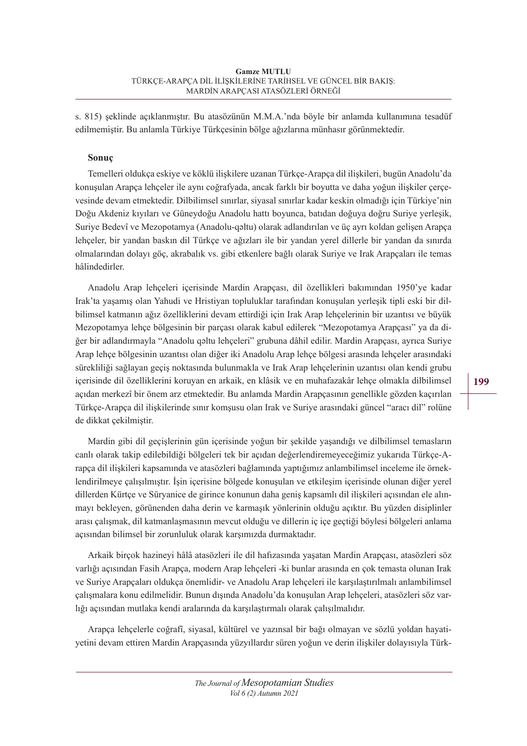s. 815) şeklinde açıklanmıştır. Bu atasözünün M.M.A.'nda böyle bir anlamda kullanımına tesadüf edilmemiştir. Bu anlamla Türkiye Türkçesinin bölge ağızlarına münhasır görünmektedir.

## Sonuç

Temelleri oldukça eskiye ve köklü ilişkilere uzanan Türkçe-Arapça dil ilişkileri, bugün Anadolu'da konuşulan Arapça lehçeler ile aynı coğrafyada, ancak farklı bir boyutta ve daha yoğun ilişkiler çerçevesinde devam etmektedir. Dilbilimsel sınırlar, siyasal sınırlar kadar keskin olmadığı için Türkiye'nin Doğu Akdeniz kıyıları ve Güneydoğu Anadolu hattı boyunca, batıdan doğuya doğru Suriye yerleşik, Suriye Bedevî ve Mezopotamya (Anadolu-qəltu) olarak adlandırılan ve üç ayrı koldan gelişen Arapça lehçeler, bir yandan baskın dil Türkçe ve ağızları ile bir yandan yerel dillerle bir yandan da sınırda olmalarından dolayı göç, akrabalık vs. gibi etkenlere bağlı olarak Suriye ve Irak Arapçaları ile temas hâlindedirler.

Anadolu Arap lehçeleri içerisinde Mardin Arapçası, dil özellikleri bakımından 1950'ye kadar Irak'ta yaşamış olan Yahudi ve Hristiyan topluluklar tarafından konuşulan yerleşik tipli eski bir dilbilimsel katmanın ağız özelliklerini devam ettirdiği için Irak Arap lehçelerinin bir uzantısı ve büyük Mezopotamya lehçe bölgesinin bir parçası olarak kabul edilerek "Mezopotamya Arapçası" ya da diğer bir adlandırmayla "Anadolu qəltu lehçeleri" grubuna dâhil edilir. Mardin Arapçası, ayrıca Suriye Arap lehçe bölgesinin uzantısı olan diğer iki Anadolu Arap lehçe bölgesi arasında lehçeler arasındaki sürekliliği sağlayan geçiş noktasında bulunmakla ve Irak Arap lehçelerinin uzantısı olan kendi grubu içerisinde dil özelliklerini koruyan en arkaik, en klâsik ve en muhafazakâr lehçe olmakla dilbilimsel açıdan merkezî bir önem arz etmektedir. Bu anlamda Mardin Arapçasının genellikle gözden kaçırılan Türkçe-Arapça dil ilişkilerinde sınır komşusu olan Irak ve Suriye arasındaki güncel "aracı dil" rolüne de dikkat çekilmiştir.

Mardin gibi dil geçişlerinin gün içerisinde yoğun bir şekilde yaşandığı ve dilbilimsel temasların canlı olarak takip edilebildiği bölgeleri tek bir açıdan değerlendiremeyeceğimiz yukarıda Türkçe-Arapça dil ilişkileri kapsamında ve atasözleri bağlamında yaptığımız anlambilimsel inceleme ile örneklendirilmeye çalışılmıştır. İşin içerisine bölgede konuşulan ve etkileşim içerisinde olunan diğer yerel dillerden Kürtçe ve Süryanice de girince konunun daha geniş kapsamlı dil ilişkileri açısından ele alınmayı bekleyen, görünenden daha derin ve karmaşık yönlerinin olduğu açıktır. Bu yüzden disiplinler arası çalışmak, dil katmanlaşmasının mevcut olduğu ve dillerin iç içe geçtiği böylesi bölgeleri anlama açısından bilimsel bir zorunluluk olarak karşımızda durmaktadır.

Arkaik birçok hazineyi hâlâ atasözleri ile dil hafızasında yaşatan Mardin Arapçası, atasözleri söz varlığı açısından Fasih Arapça, modern Arap lehçeleri -ki bunlar arasında en çok temasta olunan Irak ve Suriye Arapçaları oldukça önemlidir- ve Anadolu Arap lehçeleri ile karşılaştırılmalı anlambilimsel çalışmalara konu edilmelidir. Bunun dışında Anadolu'da konuşulan Arap lehçeleri, atasözleri söz varlığı açısından mutlaka kendi aralarında da karşılaştırmalı olarak çalışılmalıdır.

Arapça lehçelerle coğrafî, siyasal, kültürel ve yazınsal bir bağı olmayan ve sözlü yoldan hayatiyetini devam ettiren Mardin Arapçasında yüzyıllardır süren yoğun ve derin ilişkiler dolayısıyla Türk-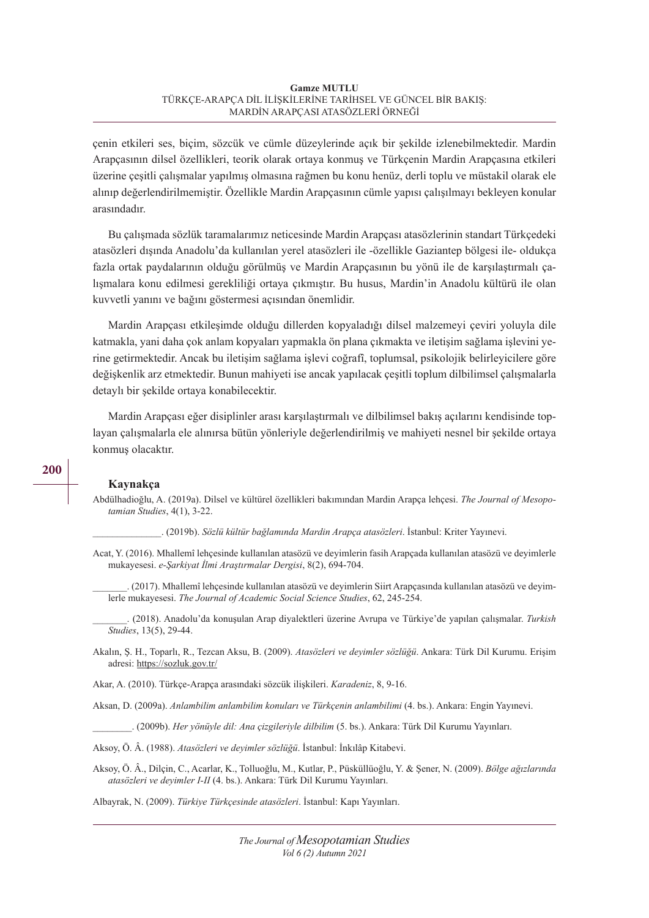çenin etkileri ses, biçim, sözcük ve cümle düzeylerinde açık bir şekilde izlenebilmektedir. Mardin Arapçasının dilsel özellikleri, teorik olarak ortaya konmuş ve Türkçenin Mardin Arapçasına etkileri üzerine çeşitli çalışmalar yapılmış olmasına rağmen bu konu henüz, derli toplu ve müstakil olarak ele alınıp değerlendirilmemiştir. Özellikle Mardin Arapçasının cümle yapısı çalışılmayı bekleyen konular arasındadır.

Bu çalışmada sözlük taramalarımız neticesinde Mardin Arapçası atasözlerinin standart Türkçedeki atasözleri dışında Anadolu'da kullanılan yerel atasözleri ile -özellikle Gaziantep bölgesi ile- oldukça fazla ortak paydalarının olduğu görülmüş ve Mardin Arapçasının bu yönü ile de karşılaştırmalı çalışmalara konu edilmesi gerekliliği ortaya çıkmıştır. Bu husus, Mardin'in Anadolu kültürü ile olan kuvvetli yanını ve bağını göstermesi açısından önemlidir.

Mardin Arapçası etkileşimde olduğu dillerden kopyaladığı dilsel malzemeyi çeviri yoluyla dile katmakla, yani daha çok anlam kopyaları yapmakla ön plana çıkmakta ve iletişim sağlama işlevini yerine getirmektedir. Ancak bu iletişim sağlama işlevi coğrafî, toplumsal, psikolojik belirleyicilere göre değişkenlik arz etmektedir. Bunun mahiyeti ise ancak yapılacak çeşitli toplum dilbilimsel çalışmalarla detaylı bir şekilde ortaya konabilecektir.

Mardin Arapçası eğer disiplinler arası karşılaştırmalı ve dilbilimsel bakış açılarını kendisinde toplayan çalışmalarla ele alınırsa bütün yönleriyle değerlendirilmiş ve mahiyeti nesnel bir şekilde ortaya konmuş olacaktır.

## Kaynakça

Abdülhadioğlu, A. (2019a). Dilsel ve kültürel özellikleri bakımından Mardin Arapça lehçesi. *The Journal of Mesopotamian Studies*, 4(1), 3-22.

______________. (2019b). *Sözlü kültür bağlamında Mardin Arapça atasözleri*. İstanbul: Kriter Yayınevi.

Acat, Y. (2016). Mhallemî lehçesinde kullanılan atasözü ve deyimlerin fasih Arapçada kullanılan atasözü ve deyimlerle mukayesesi. *e-Şarkiyat İlmi Araştırmalar Dergisi*, 8(2), 694-704.

_______. (2017). Mhallemî lehçesinde kullanılan atasözü ve deyimlerin Siirt Arapçasında kullanılan atasözü ve deyimlerle mukayesesi. *The Journal of Academic Social Science Studies*, 62, 245-254.

_______. (2018). Anadolu'da konuşulan Arap diyalektleri üzerine Avrupa ve Türkiye'de yapılan çalışmalar. *Turkish Studies*, 13(5), 29-44.

Akalın, Ş. H., Toparlı, R., Tezcan Aksu, B. (2009). *Atasözleri ve deyimler sözlüğü*. Ankara: Türk Dil Kurumu. Erişim adresi: https://sozluk.gov.tr/

Akar, A. (2010). Türkçe-Arapça arasındaki sözcük ilişkileri. *Karadeniz*, 8, 9-16.

Aksan, D. (2009a). *Anlambilim anlambilim konuları ve Türkçenin anlambilimi* (4. bs.). Ankara: Engin Yayınevi.

________. (2009b). *Her yönüyle dil: Ana çizgileriyle dilbilim* (5. bs.). Ankara: Türk Dil Kurumu Yayınları.

Aksoy, Ö. Â. (1988). *Atasözleri ve deyimler sözlüğü*. İstanbul: İnkılâp Kitabevi.

Aksoy, Ö. Â., Dilçin, C., Acarlar, K., Tolluoğlu, M., Kutlar, P., Püsküllüoğlu, Y. & Şener, N. (2009). *Bölge ağızlarında atasözleri ve deyimler I-II* (4. bs.). Ankara: Türk Dil Kurumu Yayınları.

Albayrak, N. (2009). *Türkiye Türkçesinde atasözleri*. İstanbul: Kapı Yayınları.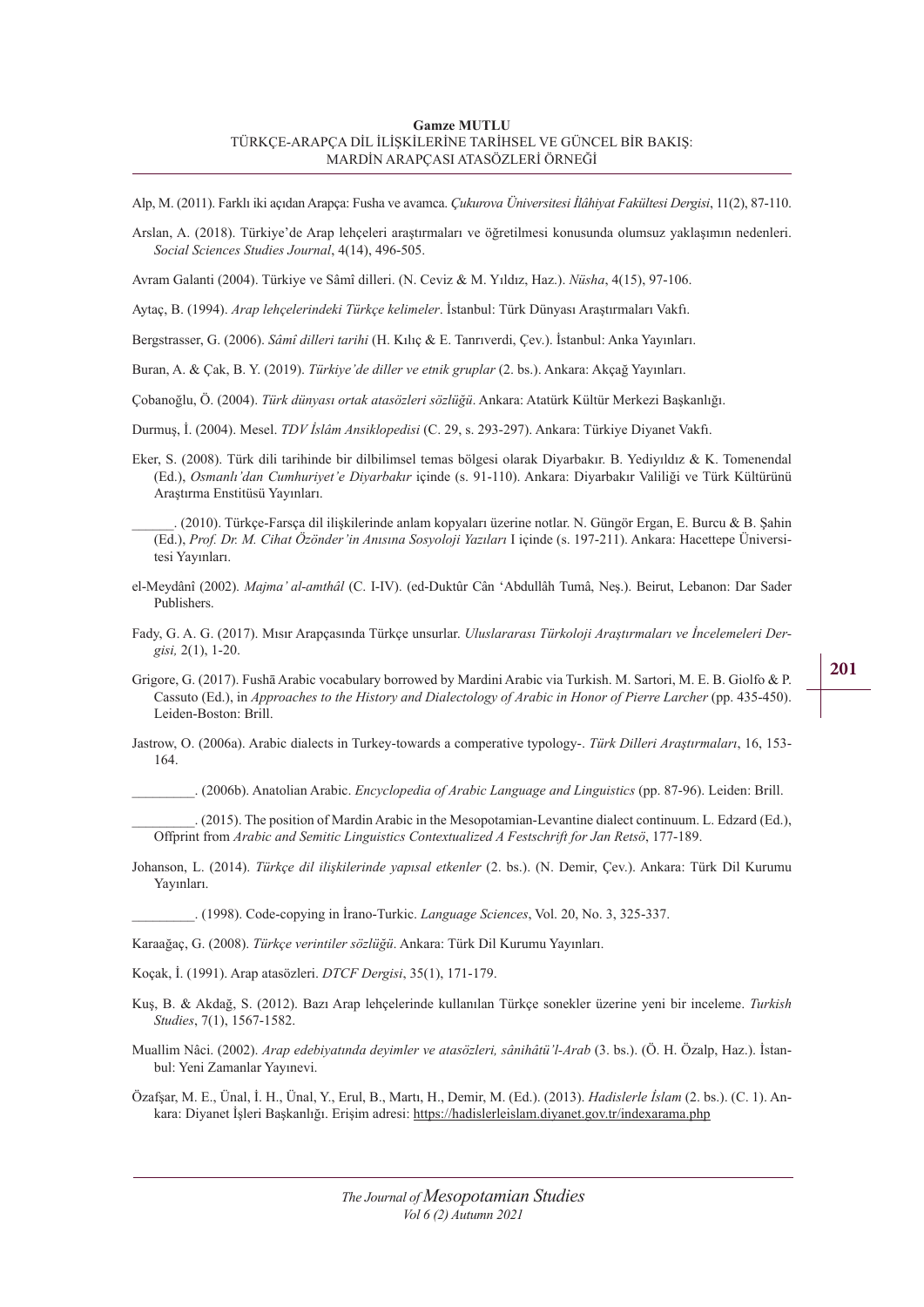Alp, M. (2011). Farklı iki açıdan Arapça: Fusha ve avamca. *Çukurova Üniversitesi İlâhiyat Fakültesi Dergisi*, 11(2), 87-110.

Arslan, A. (2018). Türkiye'de Arap lehçeleri araştırmaları ve öğretilmesi konusunda olumsuz yaklaşımın nedenleri. *Social Sciences Studies Journal*, 4(14), 496-505.

Avram Galanti (2004). Türkiye ve Sâmî dilleri. (N. Ceviz & M. Yıldız, Haz.). *Nüsha*, 4(15), 97-106.

Aytaç, B. (1994). *Arap lehçelerindeki Türkçe kelimeler*. İstanbul: Türk Dünyası Araştırmaları Vakfı.

Bergstrasser, G. (2006). *Sâmî dilleri tarihi* (H. Kılıç & E. Tanrıverdi, Çev.). İstanbul: Anka Yayınları.

Buran, A. & Çak, B. Y. (2019). *Türkiye'de diller ve etnik gruplar* (2. bs.). Ankara: Akçağ Yayınları.

Çobanoğlu, Ö. (2004). *Türk dünyası ortak atasözleri sözlüğü*. Ankara: Atatürk Kültür Merkezi Başkanlığı.

Durmuş, İ. (2004). Mesel. *TDV İslâm Ansiklopedisi* (C. 29, s. 293-297). Ankara: Türkiye Diyanet Vakfı.

Eker, S. (2008). Türk dili tarihinde bir dilbilimsel temas bölgesi olarak Diyarbakır. B. Yediyıldız & K. Tomenendal (Ed.), *Osmanlı'dan Cumhuriyet'e Diyarbakır* içinde (s. 91-110). Ankara: Diyarbakır Valiliği ve Türk Kültürünü Araştırma Enstitüsü Yayınları.

______. (2010). Türkçe-Farsça dil ilişkilerinde anlam kopyaları üzerine notlar. N. Güngör Ergan, E. Burcu & B. Şahin (Ed.), *Prof. Dr. M. Cihat Özönder'in Anısına Sosyoloji Yazıları* I içinde (s. 197-211). Ankara: Hacettepe Üniversitesi Yayınları.

el-Meydânî (2002). *Majma' al-amthâl* (C. I-IV). (ed-Duktûr Cân 'Abdullâh Tumâ, Neş.). Beirut, Lebanon: Dar Sader Publishers.

Fady, G. A. G. (2017). Mısır Arapçasında Türkçe unsurlar. *Uluslararası Türkoloji Araştırmaları ve İncelemeleri Dergisi,* 2(1), 1-20.

Grigore, G. (2017). Fushā Arabic vocabulary borrowed by Mardini Arabic via Turkish. M. Sartori, M. E. B. Giolfo & P. Cassuto (Ed.), in *Approaches to the History and Dialectology of Arabic in Honor of Pierre Larcher* (pp. 435-450). Leiden-Boston: Brill.

Jastrow, O. (2006a). Arabic dialects in Turkey-towards a comperative typology-. *Türk Dilleri Araştırmaları*, 16, 153-164.

_________. (2006b). Anatolian Arabic. *Encyclopedia of Arabic Language and Linguistics* (pp. 87-96). Leiden: Brill.

_________. (2015). The position of Mardin Arabic in the Mesopotamian-Levantine dialect continuum. L. Edzard (Ed.), Offprint from *Arabic and Semitic Linguistics Contextualized A Festschrift for Jan Retsö*, 177-189.

Johanson, L. (2014). *Türkçe dil ilişkilerinde yapısal etkenler* (2. bs.). (N. Demir, Çev.). Ankara: Türk Dil Kurumu Yayınları.

_________. (1998). Code-copying in İrano-Turkic. *Language Sciences*, Vol. 20, No. 3, 325-337.

Karaağaç, G. (2008). *Türkçe verintiler sözlüğü*. Ankara: Türk Dil Kurumu Yayınları.

Koçak, İ. (1991). Arap atasözleri. *DTCF Dergisi*, 35(1), 171-179.

Kuş, B. & Akdağ, S. (2012). Bazı Arap lehçelerinde kullanılan Türkçe sonekler üzerine yeni bir inceleme. *Turkish Studies*, 7(1), 1567-1582.

Muallim Nâci. (2002). *Arap edebiyatında deyimler ve atasözleri, sânihâtü'l-Arab* (3. bs.). (Ö. H. Özalp, Haz.). İstanbul: Yeni Zamanlar Yayınevi.

Özafşar, M. E., Ünal, İ. H., Ünal, Y., Erul, B., Martı, H., Demir, M. (Ed.). (2013). *Hadislerle İslam* (2. bs.). (C. 1). Ankara: Diyanet İşleri Başkanlığı. Erişim adresi: https://hadislerleislam.diyanet.gov.tr/indexarama.php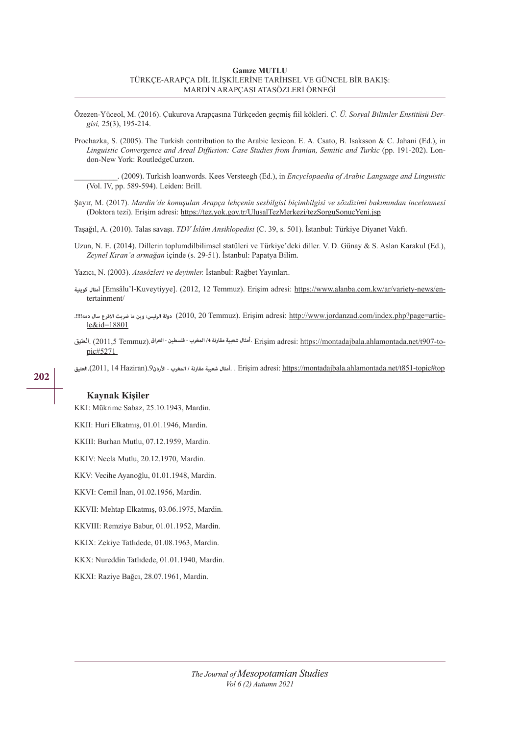Özezen-Yüceol, M. (2016). Çukurova Arapçasına Türkçeden geçmiş fiil kökleri. *Ç. Ü. Sosyal Bilimler Enstitüsü Dergisi,* 25(3), 195-214.

Prochazka, S. (2005). The Turkish contribution to the Arabic lexicon. E. A. Csato, B. Isaksson & C. Jahani (Ed.), in *Linguistic Convergence and Areal Diffusion: Case Studies from İranian, Semitic and Turkic* (pp. 191-202). London-New York: RoutledgeCurzon.

\_\_\_\_\_\_\_\_\_\_\_. (2009). Turkish loanwords. Kees Versteegh (Ed.), in *Encyclopaedia of Arabic Language and Linguistic* (Vol. IV, pp. 589-594). Leiden: Brill.

Şayır, M. (2017). *Mardin'de konuşulan Arapça lehçenin sesbilgisi biçimbilgisi ve sözdizimi bakımından incelenmesi* (Doktora tezi). Erişim adresi: https://tez.yok.gov.tr/UlusalTezMerkezi/tezSorguSonucYeni.jsp

Taşağıl, A. (2010). Talas savaşı. *TDV İslâm Ansiklopedisi* (C. 39, s. 501). İstanbul: Türkiye Diyanet Vakfı.

Uzun, N. E. (2014). Dillerin toplumdilbilimsel statüleri ve Türkiye'deki diller. V. D. Günay & S. Aslan Karakul (Ed.), *Zeynel Kıran'a armağan* içinde (s. 29-51). İstanbul: Papatya Bilim.

Yazıcı, N. (2003). *Atasözleri ve deyimler.* İstanbul: Rağbet Yayınları.

أمثال كويتية [Emsâlu'l-Kuveytiyye]. (2012, 12 Temmuz). Erişim adresi: https://www.alanba.com.kw/ar/variety-news/entertainment/

دولة الرئيس: وين ما ضربت الاقرع سال دمه!!!!. (2010, 20 Temmuz). Erişim adresi: http://www.jordanzad.com/index.php?page=article&id=18801

العتيق. (2011,5 Temmuz).أمثال شعبية مقارنة 4/ المغرب - فلسطين - العراق. Erişim adresi: https://montadajbala.ahlamontada.net/t907-topic#5271

العتيق.(2011, 14 Haziran).أمثال شعبية مقارنة / المغرب - الأردن9. . Erişim adresi: https://montadajbala.ahlamontada.net/t851-topic#top

## Kaynak Kişiler

KKI: Mükrime Sabaz, 25.10.1943, Mardin.

KKII: Huri Elkatmış, 01.01.1946, Mardin.

KKIII: Burhan Mutlu, 07.12.1959, Mardin.

KKIV: Necla Mutlu, 20.12.1970, Mardin.

KKV: Vecihe Ayanoğlu, 01.01.1948, Mardin.

KKVI: Cemil İnan, 01.02.1956, Mardin.

KKVII: Mehtap Elkatmış, 03.06.1975, Mardin.

KKVIII: Remziye Babur, 01.01.1952, Mardin.

KKIX: Zekiye Tatlıdede, 01.08.1963, Mardin.

KKX: Nureddin Tatlıdede, 01.01.1940, Mardin.

KKXI: Raziye Bağcı, 28.07.1961, Mardin.